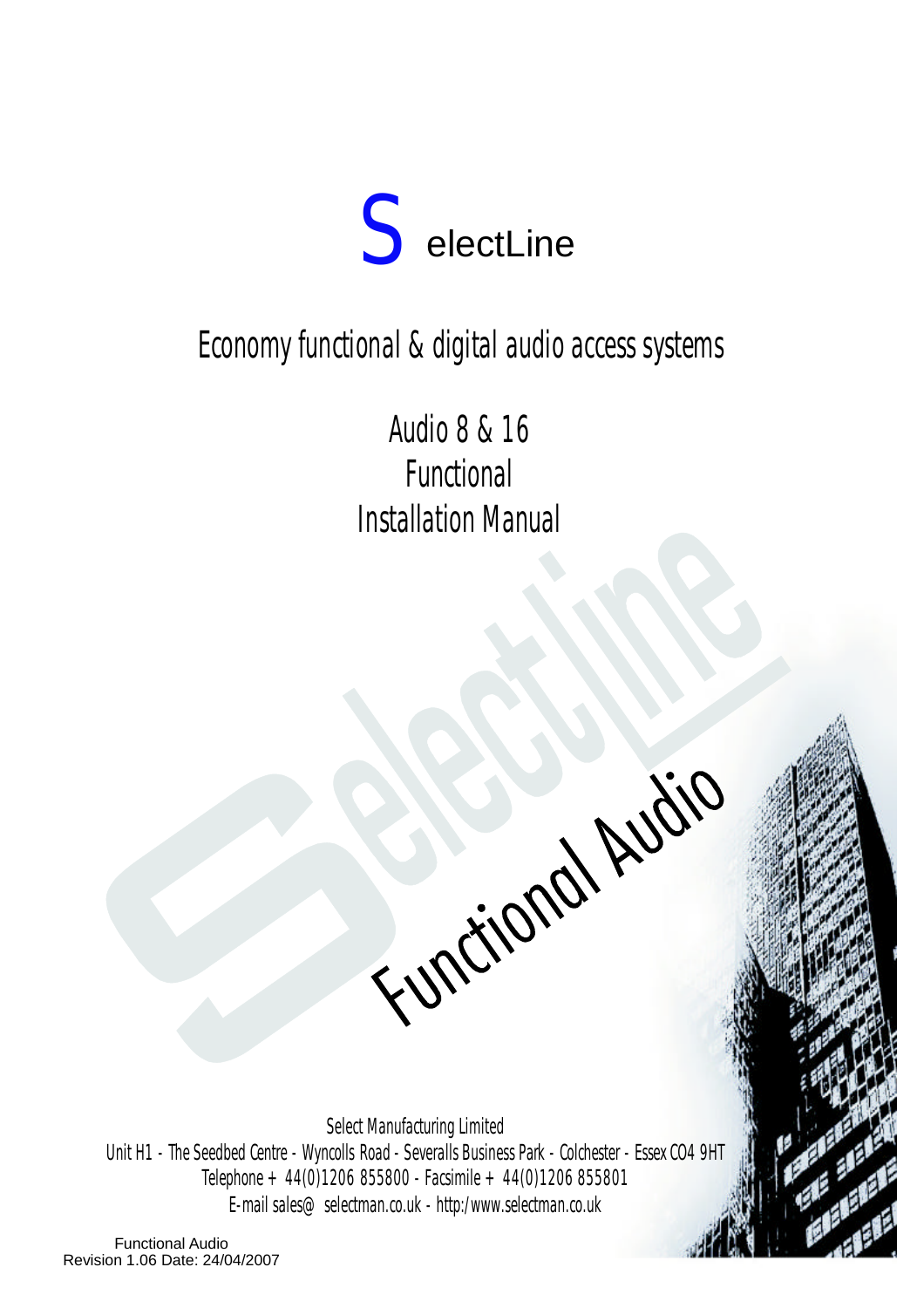# SelectLine

## Economy functional & digital audio access systems

### Audio 8 & 16
### Functional
### Installation Manual

Functional Audio

Select Manufacturing Limited
Unit H1 - The Seedbed Centre - Wyncolls Road - Severalls Business Park - Colchester - Essex CO4 9HT
Telephone + 44(0)1206 855800 - Facsimile + 44(0)1206 855801
E-mail sales@ selectman.co.uk - http:/www.selectman.co.uk

Functional Audio
Revision 1.06 Date: 24/04/2007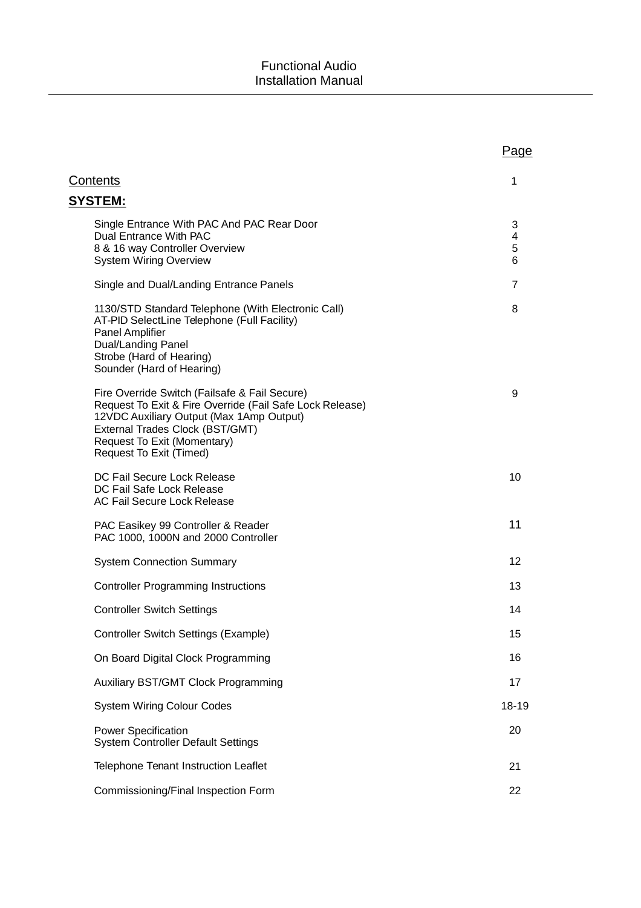Functional Audio
Installation Manual

| | Page |
|---|---|
| Contents | 1 |
| **SYSTEM:** | |
| Single Entrance With PAC And PAC Rear Door | 3 |
| Dual Entrance With PAC | 4 |
| 8 & 16 way Controller Overview | 5 |
| System Wiring Overview | 6 |
| Single and Dual/Landing Entrance Panels | 7 |
| 1130/STD Standard Telephone (With Electronic Call)<br>AT-PID SelectLine Telephone (Full Facility)<br>Panel Amplifier<br>Dual/Landing Panel<br>Strobe (Hard of Hearing)<br>Sounder (Hard of Hearing) | 8 |
| Fire Override Switch (Failsafe & Fail Secure)<br>Request To Exit & Fire Override (Fail Safe Lock Release)<br>12VDC Auxiliary Output (Max 1Amp Output)<br>External Trades Clock (BST/GMT)<br>Request To Exit (Momentary)<br>Request To Exit (Timed) | 9 |
| DC Fail Secure Lock Release<br>DC Fail Safe Lock Release<br>AC Fail Secure Lock Release | 10 |
| PAC Easikey 99 Controller & Reader<br>PAC 1000, 1000N and 2000 Controller | 11 |
| System Connection Summary | 12 |
| Controller Programming Instructions | 13 |
| Controller Switch Settings | 14 |
| Controller Switch Settings (Example) | 15 |
| On Board Digital Clock Programming | 16 |
| Auxiliary BST/GMT Clock Programming | 17 |
| System Wiring Colour Codes | 18-19 |
| Power Specification<br>System Controller Default Settings | 20 |
| Telephone Tenant Instruction Leaflet | 21 |
| Commissioning/Final Inspection Form | 22 |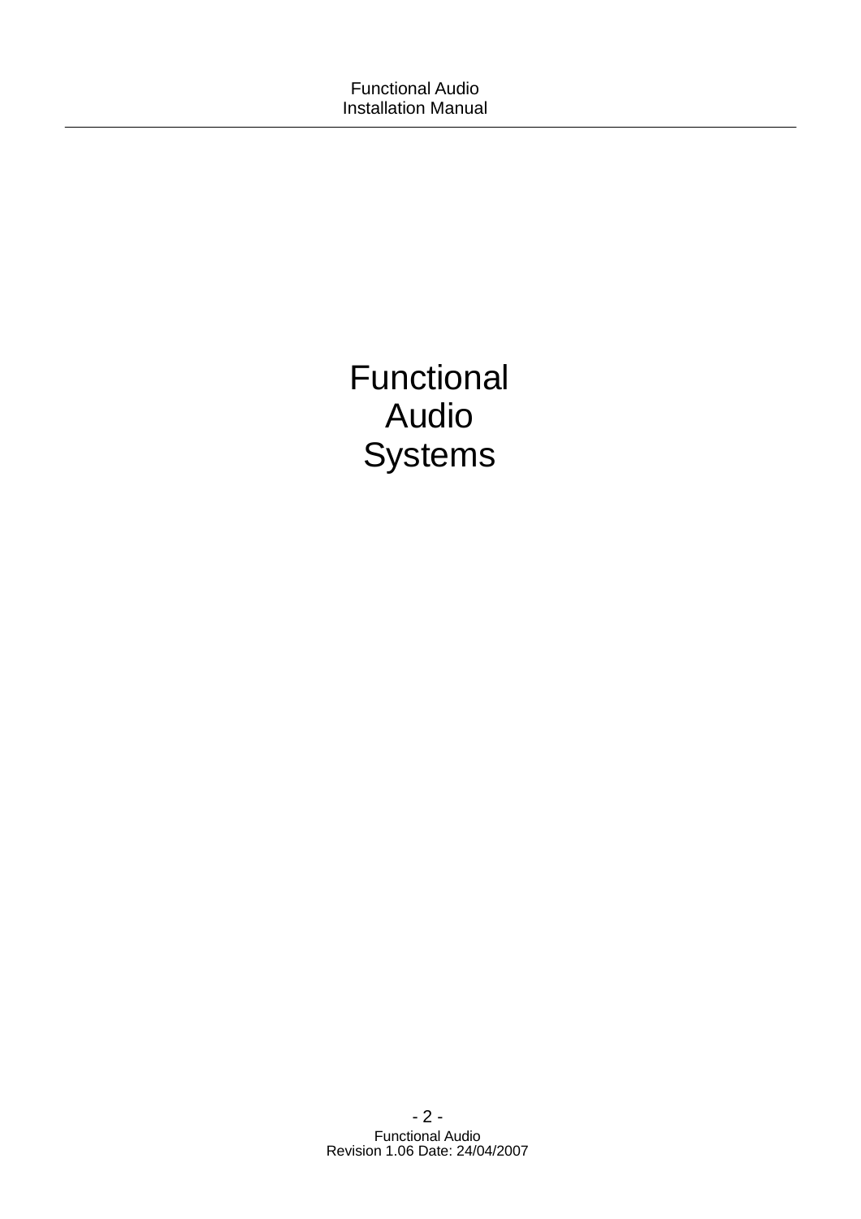# Functional Audio Systems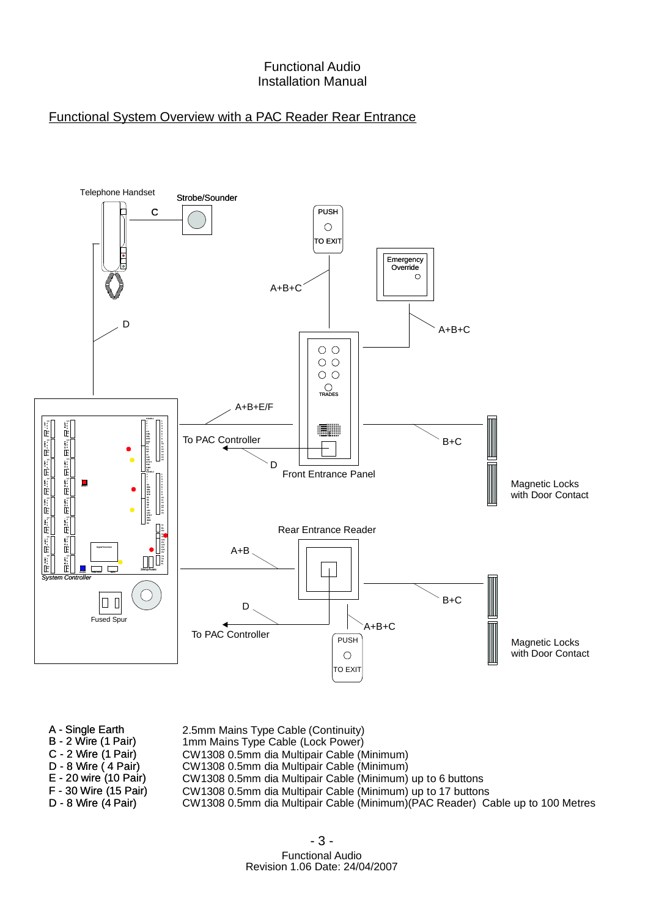## Functional System Overview with a PAC Reader Rear Entrance

Telephone Handset

Strobe/Sounder

C

PUSH TO EXIT

Emergency Override

A+B+C

D

A+B+C

A+B+E/F

To PAC Controller

D

Front Entrance Panel

TRADES

B+C

Magnetic Locks with Door Contact

System Controller

Rear Entrance Reader

A+B

D

To PAC Controller

Fused Spur

A+B+C

PUSH TO EXIT

B+C

Magnetic Locks with Door Contact

| | |
|---|---|
| A - Single Earth | 2.5mm Mains Type Cable (Continuity) |
| B - 2 Wire (1 Pair) | 1mm Mains Type Cable (Lock Power) |
| C - 2 Wire (1 Pair) | CW1308 0.5mm dia Multipair Cable (Minimum) |
| D - 8 Wire ( 4 Pair) | CW1308 0.5mm dia Multipair Cable (Minimum) |
| E - 20 wire (10 Pair) | CW1308 0.5mm dia Multipair Cable (Minimum) up to 6 buttons |
| F - 30 Wire (15 Pair) | CW1308 0.5mm dia Multipair Cable (Minimum) up to 17 buttons |
| D - 8 Wire (4 Pair) | CW1308 0.5mm dia Multipair Cable (Minimum)(PAC Reader) Cable up to 100 Metres |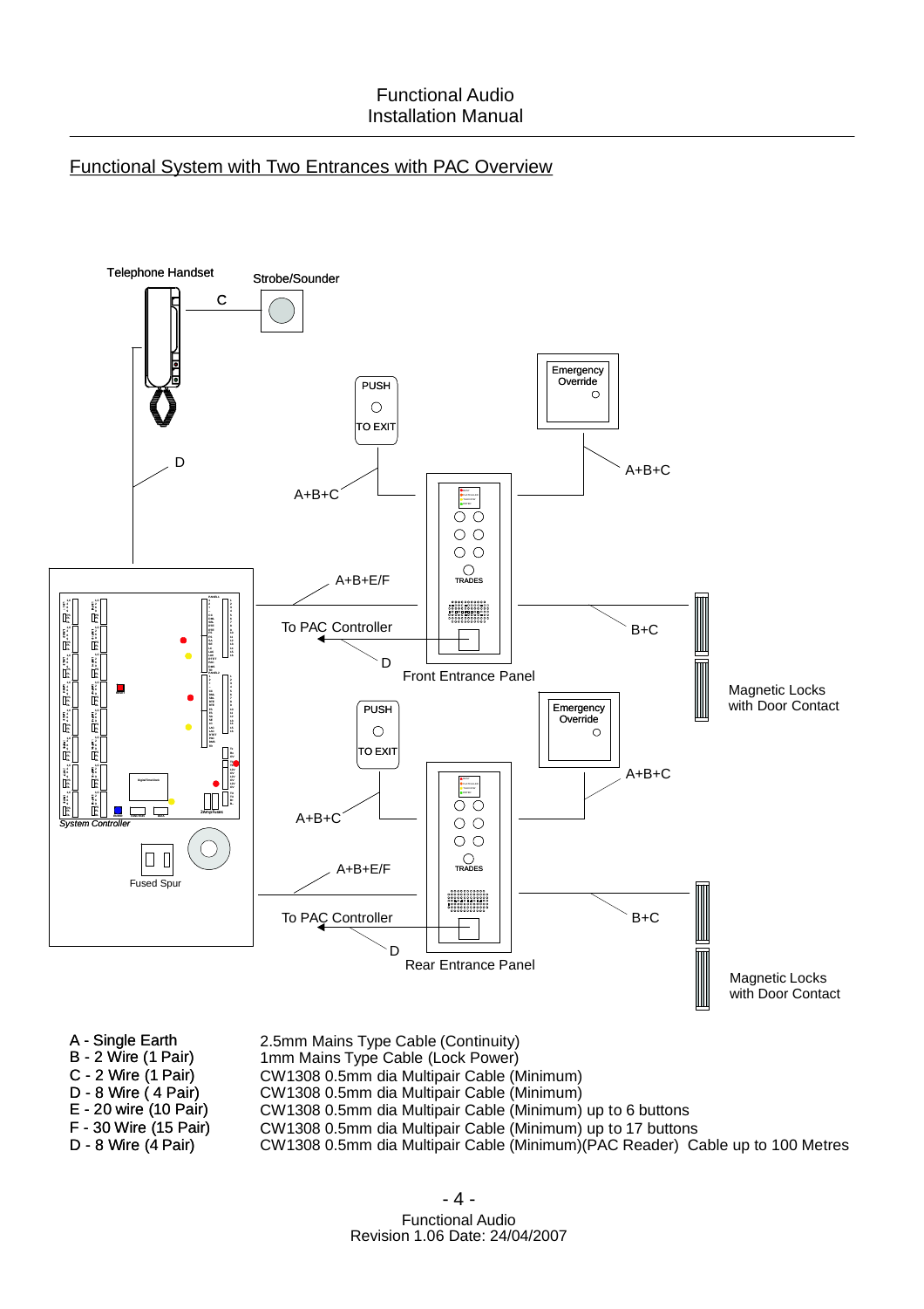## Functional System with Two Entrances with PAC Overview

Telephone Handset

Strobe/Sounder

C

PUSH TO EXIT

Emergency Override

D

A+B+C

A+B+C

A+B+E/F

To PAC Controller

D

B+C

Front Entrance Panel

Magnetic Locks with Door Contact

PUSH TO EXIT

Emergency Override

A+B+C

A+B+C

A+B+E/F

To PAC Controller

D

B+C

Rear Entrance Panel

Magnetic Locks with Door Contact

System Controller

Fused Spur

| | |
|---|---|
| A - Single Earth | 2.5mm Mains Type Cable (Continuity) |
| B - 2 Wire (1 Pair) | 1mm Mains Type Cable (Lock Power) |
| C - 2 Wire (1 Pair) | CW1308 0.5mm dia Multipair Cable (Minimum) |
| D - 8 Wire ( 4 Pair) | CW1308 0.5mm dia Multipair Cable (Minimum) |
| E - 20 wire (10 Pair) | CW1308 0.5mm dia Multipair Cable (Minimum) up to 6 buttons |
| F - 30 Wire (15 Pair) | CW1308 0.5mm dia Multipair Cable (Minimum) up to 17 buttons |
| D - 8 Wire (4 Pair) | CW1308 0.5mm dia Multipair Cable (Minimum)(PAC Reader) Cable up to 100 Metres |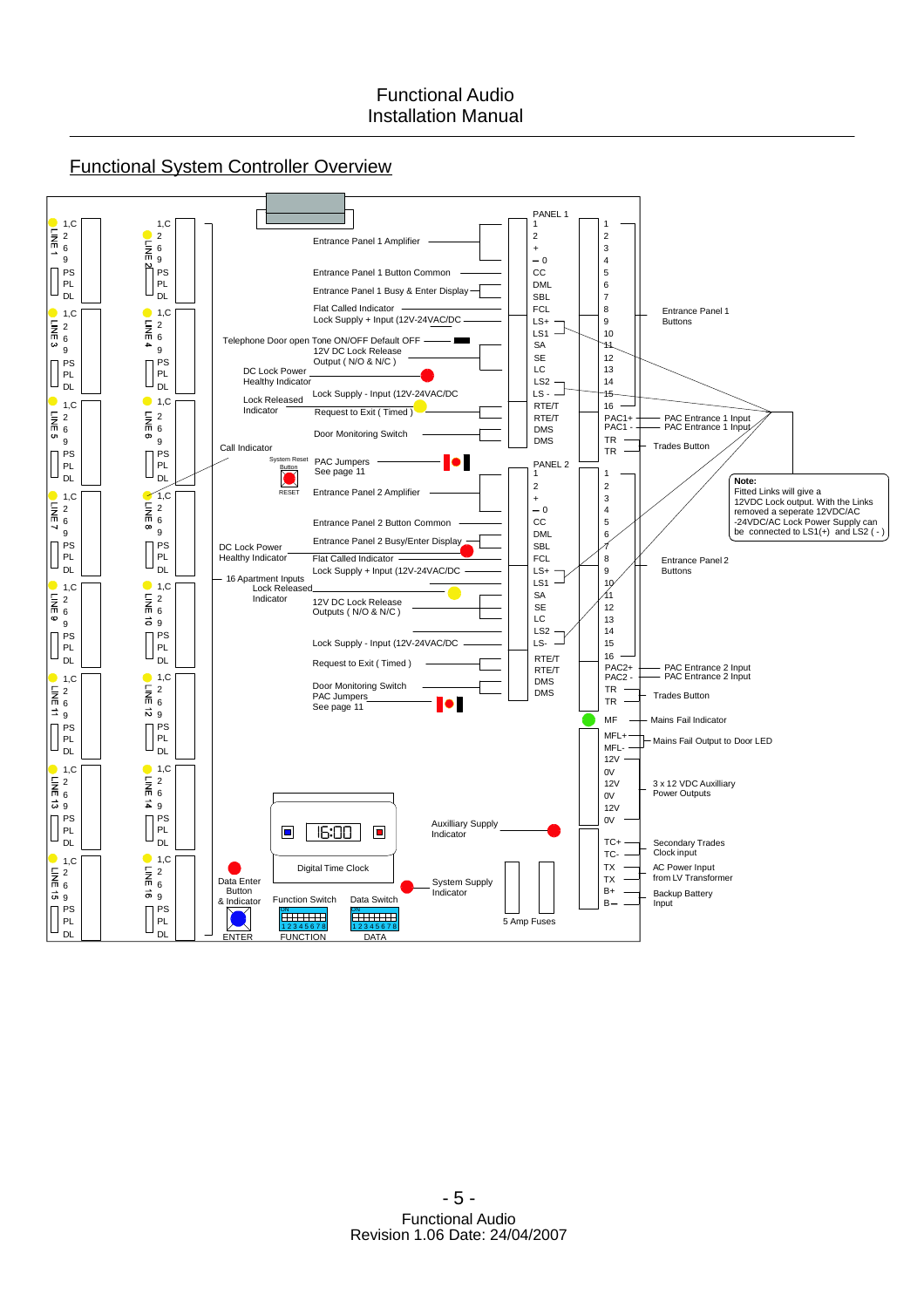## Functional System Controller Overview

LINE 1: 1,C 2 6 9 PS PL DL
LINE 2: 1,C 2 6 9 PS PL DL
LINE 3: 1,C 2 6 9 PS PL DL
LINE 4: 1,C 2 6 9 PS PL DL
LINE 5: 1,C 2 6 9 PS PL DL
LINE 6: 1,C 2 6 9 PS PL DL
LINE 7: 1,C 2 6 9 PS PL DL
LINE 8: 1,C 2 6 9 PS PL DL
LINE 9: 1,C 2 6 9 PS PL DL
LINE 10: 1,C 2 6 9 PS PL DL
LINE 11: 1,C 2 6 9 PS PL DL
LINE 12: 1,C 2 6 9 PS PL DL
LINE 13: 1,C 2 6 9 PS PL DL
LINE 14: 1,C 2 6 9 PS PL DL
LINE 15: 1,C 2 6 9 PS PL DL
LINE 16: 1,C 2 6 9 PS PL DL

Call Indicator

16 Apartment Inputs

PANEL 1

| Connection | Terminal | Terminal |
|---|---|---|
| Entrance Panel 1 Amplifier | 1 | 1 |
| | 2 | 2 |
| | + | 3 |
| | – 0 | 4 |
| Entrance Panel 1 Button Common | CC | 5 |
| Entrance Panel 1 Busy & Enter Display | DML | 6 |
| | SBL | 7 |
| Flat Called Indicator | FCL | 8 |
| Lock Supply + Input (12V-24VAC/DC) | LS+ | 9 |
| | LS1 | 10 |
| Telephone Door open Tone ON/OFF Default OFF | SA | 11 |
| 12V DC Lock Release Output ( N/O & N/C ) | SE | 12 |
| | LC | 13 |
| | LS2 | 14 |
| Lock Supply - Input (12V-24VAC/DC | LS - | 15 |
| Request to Exit ( Timed ) | RTE/T | 16 |
| | RTE/T | PAC1+ |
| Door Monitoring Switch | DMS | PAC1 - |
| | DMS | TR |
| | | TR |

Terminals 1–16: Entrance Panel 1 Buttons
PAC1+: PAC Entrance 1 Input
PAC1 -: PAC Entrance 1 Input
TR / TR: Trades Button

DC Lock Power Healthy Indicator
Lock Released Indicator
System Reset Button — RESET
PAC Jumpers See page 11

PANEL 2

| Connection | Terminal | Terminal |
|---|---|---|
| Entrance Panel 2 Amplifier | 1 | 1 |
| | 2 | 2 |
| | + | 3 |
| | – 0 | 4 |
| Entrance Panel 2 Button Common | CC | 5 |
| Entrance Panel 2 Busy/Enter Display | DML | 6 |
| | SBL | 7 |
| Flat Called Indicator | FCL | 8 |
| Lock Supply + Input (12V-24VAC/DC | LS+ | 9 |
| | LS1 | 10 |
| 12V DC Lock Release Outputs ( N/O & N/C ) | SA | 11 |
| | SE | 12 |
| | LC | 13 |
| | LS2 | 14 |
| Lock Supply - Input (12V-24VAC/DC | LS- | 15 |
| Request to Exit ( Timed ) | RTE/T | 16 |
| | RTE/T | PAC2+ |
| Door Monitoring Switch | DMS | PAC2 - |
| | DMS | TR |
| | | TR |

Terminals 1–16: Entrance Panel 2 Buttons
PAC2+: PAC Entrance 2 Input
PAC2 -: PAC Entrance 2 Input
TR / TR: Trades Button

DC Lock Power Healthy Indicator
Lock Released Indicator
PAC Jumpers See page 11

**Note:** Fitted Links will give a 12VDC Lock output. With the Links removed a seperate 12VDC/AC -24VDC/AC Lock Power Supply can be connected to LS1(+) and LS2 ( - )

| Terminal | Function |
|---|---|
| MF | Mains Fail Indicator |
| MFL+ / MFL- | Mains Fail Output to Door LED |
| 12V / 0V / 12V / 0V / 12V / 0V | 3 x 12 VDC Auxilliary Power Outputs |
| TC+ / TC- | Secondary Trades Clock input |
| TX / TX | AC Power Input from LV Transformer |
| B+ / B– | Backup Battery Input |

Digital Time Clock (16:00)
Auxilliary Supply Indicator
System Supply Indicator
5 Amp Fuses
Data Enter Button & Indicator — ENTER
Function Switch (1 2 3 4 5 6 7 8) — FUNCTION
Data Switch (1 2 3 4 5 6 7 8) — DATA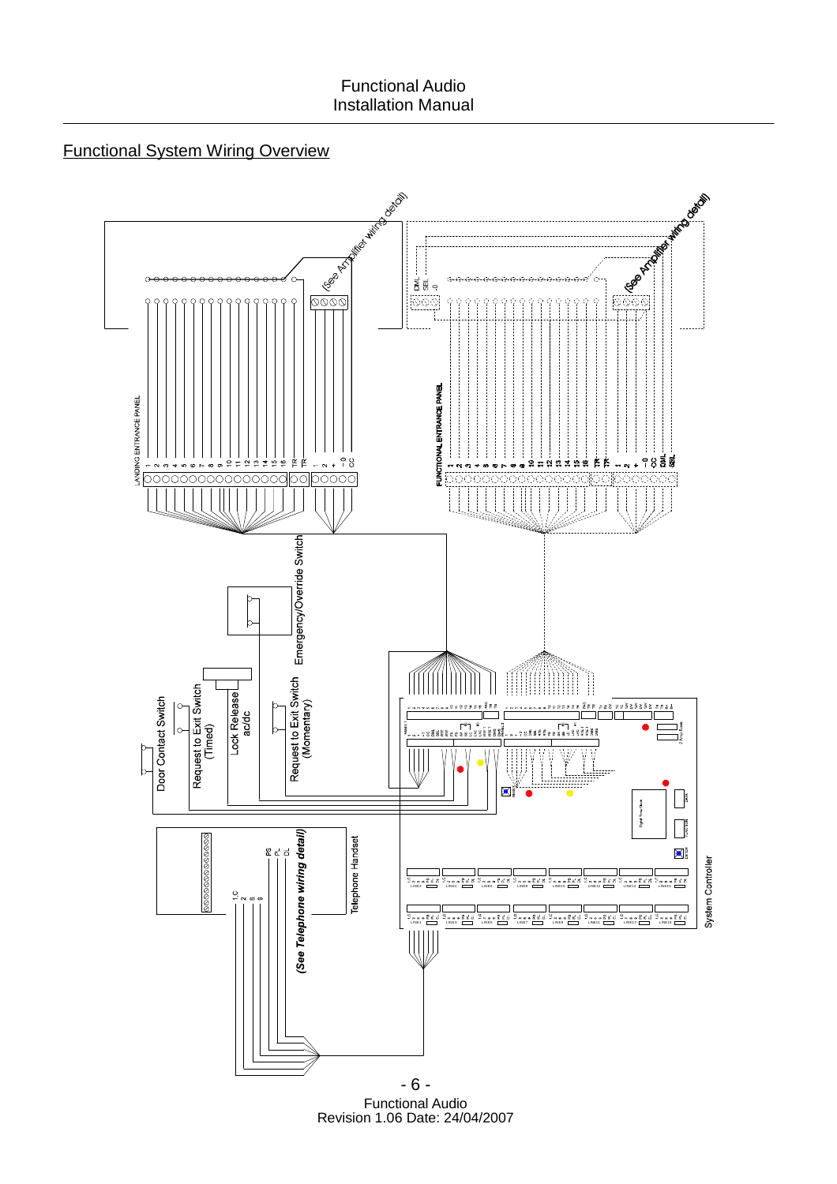## Functional System Wiring Overview

(See Amplifier wiring detail)

(See Amplifier wiring detail)

LANDING ENTRANCE PANEL

FUNCTIONAL ENTRANCE PANEL

Emergency/Override Switch

Door Contact Switch

Request to Exit Switch (Timed)

Lock Release ac/dc

Request to Exit Switch (Momentary)

Telephone Handset

*(See Telephone wiring detail)*

System Controller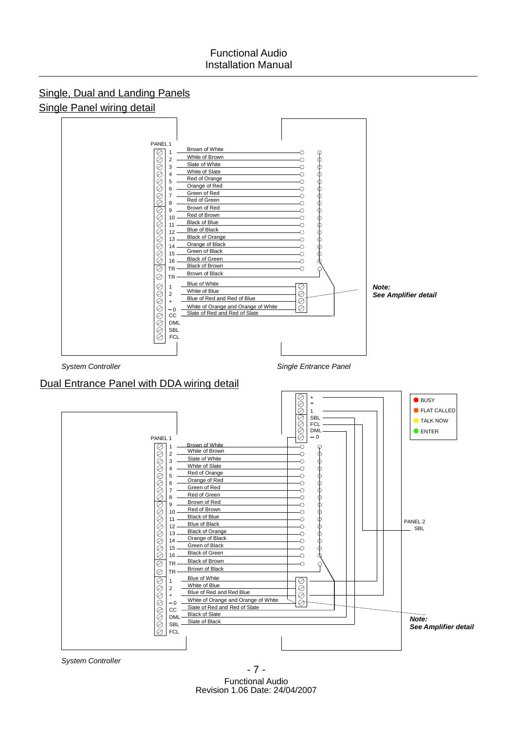## Single, Dual and Landing Panels

### Single Panel wiring detail

PANEL 1

| Terminal | Wire |
| --- | --- |
| 1 | Brown of White |
| 2 | White of Brown |
| 3 | Slate of White |
| 4 | White of Slate |
| 5 | Red of Orange |
| 6 | Orange of Red |
| 7 | Green of Red |
| 8 | Red of Green |
| 9 | Brown of Red |
| 10 | Red of Brown |
| 11 | Black of Blue |
| 12 | Blue of Black |
| 13 | Black of Orange |
| 14 | Orange of Black |
| 15 | Green of Black |
| 16 | Black of Green |
| TR | Black of Brown |
| TR | Brown of Black |
| 1 | Blue of White |
| 2 | White of Blue |
| + | Blue of Red and Red of Blue |
| – 0 | White of Orange and Orange of White |
| CC | Slate of Red and Red of Slate |
| DML | |
| SBL | |
| FCL | |

***Note:* See Amplifier detail**

*System Controller* *Single Entrance Panel*

### Dual Entrance Panel with DDA wiring detail

Entrance panel terminals: +, –, 1, SBL, FCL, DML, – 0

Indicators: BUSY, FLAT CALLED, TALK NOW, ENTER

PANEL 1

| Terminal | Wire |
| --- | --- |
| 1 | Brown of White |
| 2 | White of Brown |
| 3 | Slate of White |
| 4 | White of Slate |
| 5 | Red of Orange |
| 6 | Orange of Red |
| 7 | Green of Red |
| 8 | Red of Green |
| 9 | Brown of Red |
| 10 | Red of Brown |
| 11 | Black of Blue |
| 12 | Blue of Black |
| 13 | Black of Orange |
| 14 | Orange of Black |
| 15 | Green of Black |
| 16 | Black of Green |
| TR | Black of Brown |
| TR | Brown of Black |
| 1 | Blue of White |
| 2 | White of Blue |
| + | Blue of Red and Red Blue |
| – 0 | White of Orange and Orange of White |
| CC | Slate of Red and Red of Slate |
| DML | Black of Slate |
| SBL | Slate of Black |
| FCL | |

PANEL 2 SBL

***Note:* See Amplifier detail**

*System Controller*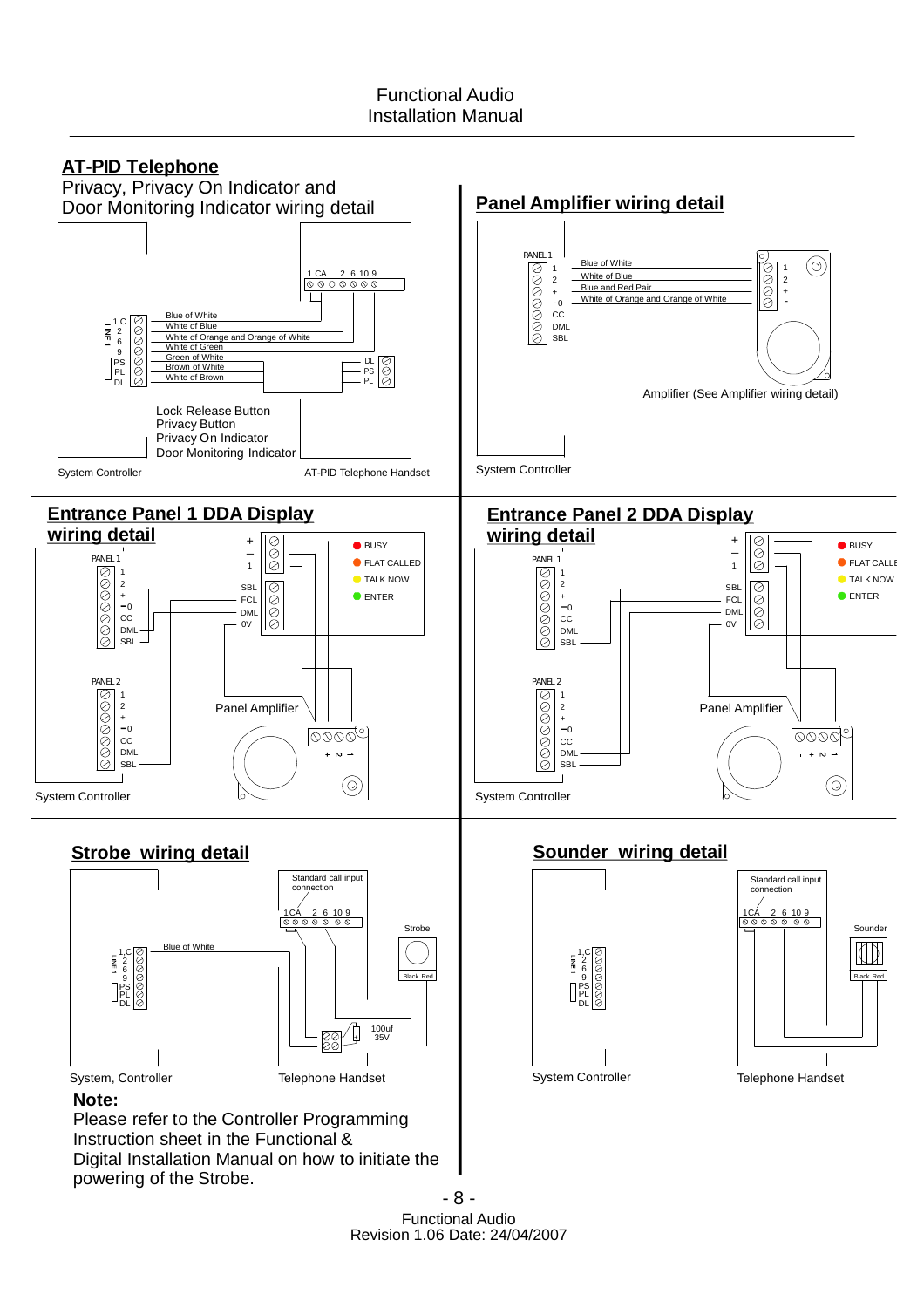## AT-PID Telephone

Privacy, Privacy On Indicator and Door Monitoring Indicator wiring detail

1,C
2
6
9
PS
PL
DL

LINE 1

Blue of White
White of Blue
White of Orange and Orange of White
White of Green
Green of White
Brown of White
White of Brown

1 CA 2 6 10 9

DL
PS
PL

Lock Release Button
Privacy Button
Privacy On Indicator
Door Monitoring Indicator

System Controller

AT-PID Telephone Handset

## Panel Amplifier wiring detail

PANEL 1
1
2
+
-0
CC
DML
SBL

Blue of White
White of Blue
Blue and Red Pair
White of Orange and Orange of White

1
2
+
-

Amplifier (See Amplifier wiring detail)

System Controller

## Entrance Panel 1 DDA Display wiring detail

PANEL 1
1
2
+
−0
CC
DML
SBL

PANEL 2
1
2
+
−0
CC
DML
SBL

+
−
1

SBL
FCL
DML
0V

BUSY
FLAT CALLED
TALK NOW
ENTER

Panel Amplifier

- + 2 1

System Controller

## Entrance Panel 2 DDA Display wiring detail

PANEL 1
1
2
+
−0
CC
DML
SBL

PANEL 2
1
2
+
−0
CC
DML
SBL

+
−
1

SBL
FCL
DML
0V

BUSY
FLAT CALLE
TALK NOW
ENTER

Panel Amplifier

- + 2 1

System Controller

## Strobe wiring detail

1,C
2
6
9
PS
PL
DL

LINE 1

Blue of White

Standard call input connection

1CA 2 6 10 9

Strobe

Black Red

100uf
35V

System, Controller

Telephone Handset

**Note:**

Please refer to the Controller Programming Instruction sheet in the Functional & Digital Installation Manual on how to initiate the powering of the Strobe.

## Sounder wiring detail

1,C
2
6
9
PS
PL
DL

LINE 1

Standard call input connection

1CA 2 6 10 9

Sounder

Black Red

System Controller

Telephone Handset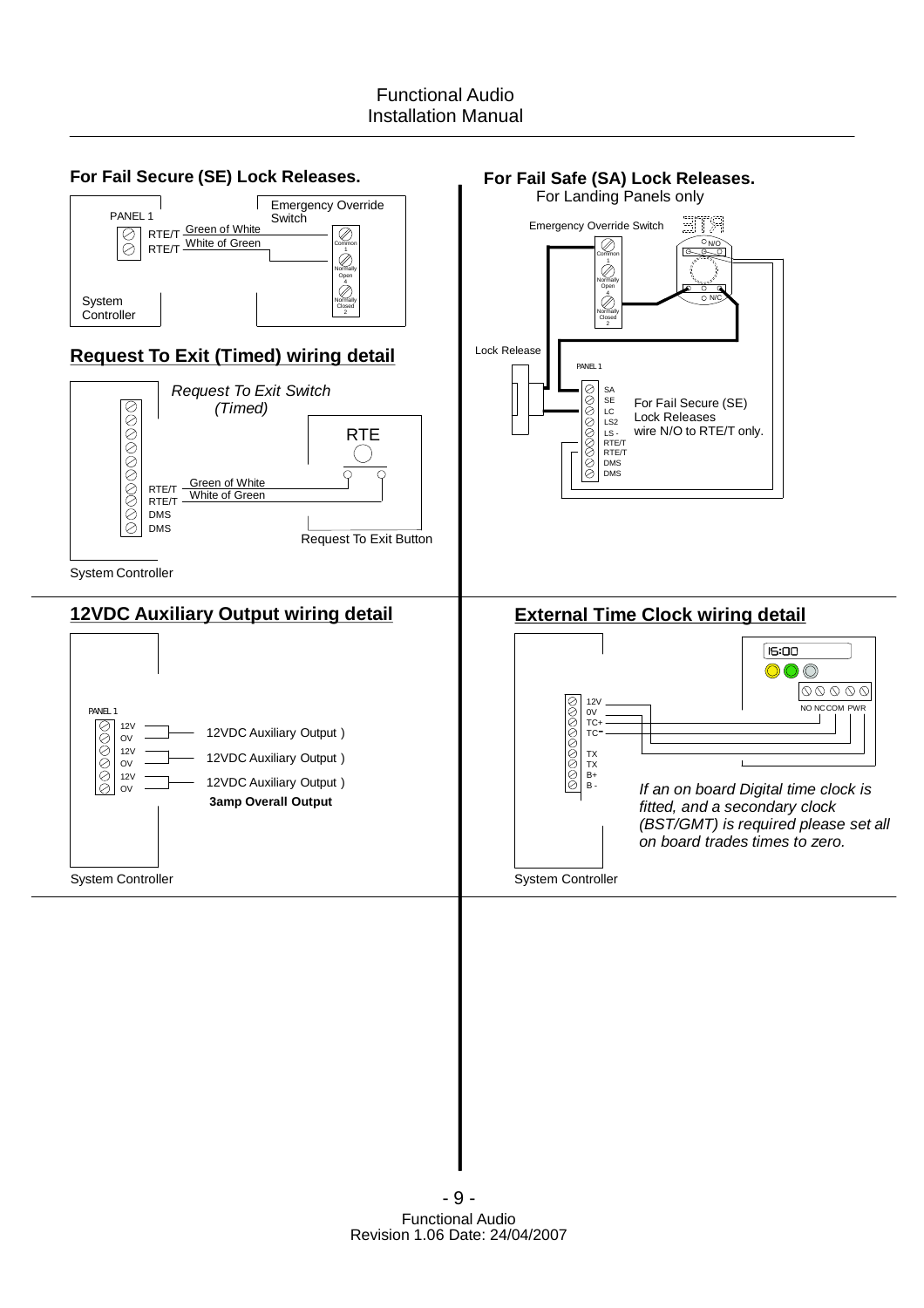## For Fail Secure (SE) Lock Releases.

PANEL 1

RTE/T Green of White

RTE/T White of Green

Emergency Override Switch

Common 1

Normally Open 4

Normally Closed 2

System Controller

## For Fail Safe (SA) Lock Releases.

For Landing Panels only

Emergency Override Switch

Common 1

Normally Open 4

Normally Closed 2

N/O

N/C

Lock Release

PANEL 1

SA
SE
LC
LS2
LS -
RTE/T
RTE/T
DMS
DMS

For Fail Secure (SE) Lock Releases wire N/O to RTE/T only.

## Request To Exit (Timed) wiring detail

*Request To Exit Switch (Timed)*

RTE

RTE/T Green of White

RTE/T White of Green

DMS

DMS

Request To Exit Button

System Controller

## 12VDC Auxiliary Output wiring detail

PANEL 1

12V
OV
12V
OV
12V
OV

12VDC Auxiliary Output )

12VDC Auxiliary Output )

12VDC Auxiliary Output )

**3amp Overall Output**

System Controller

## External Time Clock wiring detail

15:00

NO NC COM PWR

12V
0V
TC+
TC-
TX
TX
B+
B -

*If an on board Digital time clock is fitted, and a secondary clock (BST/GMT) is required please set all on board trades times to zero.*

System Controller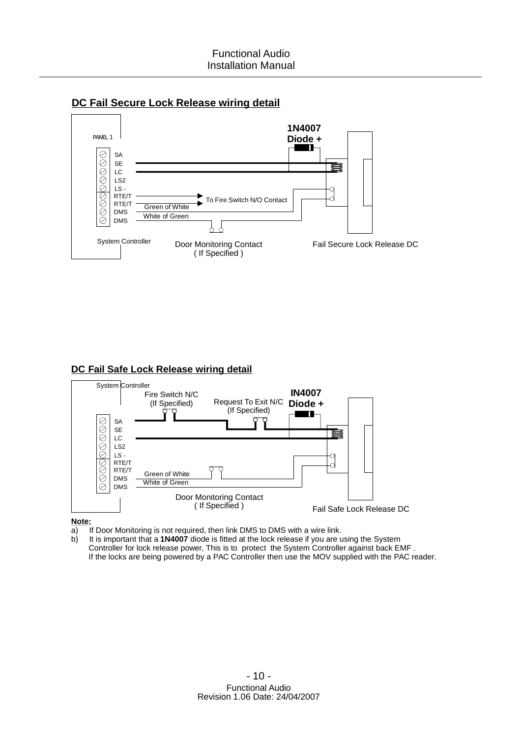## DC Fail Secure Lock Release wiring detail

PANEL 1

SA
SE
LC
LS2
LS -
RTE/T
RTE/T
DMS
DMS

1N4007
Diode +

To Fire Switch N/O Contact

Green of White

White of Green

System Controller

Door Monitoring Contact
( If Specified )

Fail Secure Lock Release DC

## DC Fail Safe Lock Release wiring detail

System Controller

Fire Switch N/C
(If Specified)

Request To Exit N/C
(If Specified)

IN4007
Diode +

SA
SE
LC
LS2
LS -
RTE/T
RTE/T
DMS
DMS

Green of White

White of Green

Door Monitoring Contact
( If Specified )

Fail Safe Lock Release DC

**Note:**

a) If Door Monitoring is not required, then link DMS to DMS with a wire link.

b) It is important that a **1N4007** diode is fitted at the lock release if you are using the System Controller for lock release power, This is to protect the System Controller against back EMF . If the locks are being powered by a PAC Controller then use the MOV supplied with the PAC reader.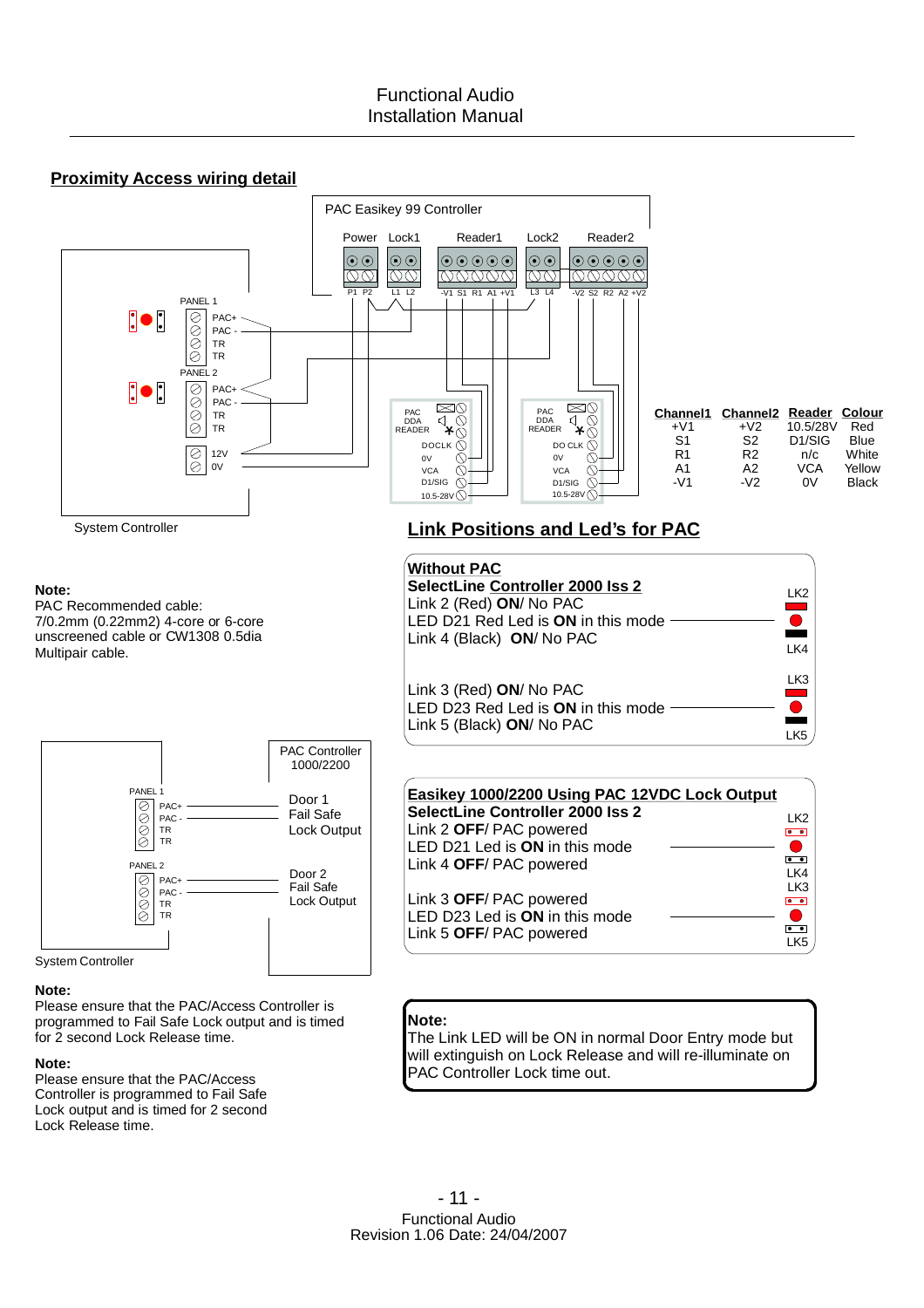## Proximity Access wiring detail

PAC Easikey 99 Controller

Power Lock1 Reader1 Lock2 Reader2

P1 P2 L1 L2 -V1 S1 R1 A1 +V1 L3 L4 -V2 S2 R2 A2 +V2

PANEL 1
PAC+
PAC -
TR
TR

PANEL 2
PAC+
PAC -
TR
TR

12V
0V

System Controller

PAC DDA READER
DOCLK
0V
VCA
D1/SIG
10.5-28V

PAC DDA READER
DO CLK
0V
VCA
D1/SIG
10.5-28V

| Channel1 | Channel2 | Reader | Colour |
|---|---|---|---|
| +V1 | +V2 | 10.5/28V | Red |
| S1 | S2 | D1/SIG | Blue |
| R1 | R2 | n/c | White |
| A1 | A2 | VCA | Yellow |
| -V1 | -V2 | 0V | Black |

**Note:**
PAC Recommended cable:
7/0.2mm (0.22mm2) 4-core or 6-core unscreened cable or CW1308 0.5dia Multipair cable.

## Link Positions and Led's for PAC

**Without PAC**
**SelectLine Controller 2000 Iss 2**
Link 2 (Red) **ON**/ No PAC
LED D21 Red Led is **ON** in this mode
Link 4 (Black) **ON**/ No PAC

LK2
LK4

Link 3 (Red) **ON**/ No PAC
LED D23 Red Led is **ON** in this mode
Link 5 (Black) **ON**/ No PAC

LK3
LK5

PAC Controller 1000/2200

PANEL 1
PAC+
PAC -
TR
TR

Door 1
Fail Safe
Lock Output

PANEL 2
PAC+
PAC -
TR
TR

Door 2
Fail Safe
Lock Output

System Controller

**Easikey 1000/2200 Using PAC 12VDC Lock Output**
**SelectLine Controller 2000 Iss 2**
Link 2 **OFF**/ PAC powered
LED D21 Led is **ON** in this mode
Link 4 **OFF**/ PAC powered

LK2
LK4

Link 3 **OFF**/ PAC powered
LED D23 Led is **ON** in this mode
Link 5 **OFF**/ PAC powered

LK3
LK5

**Note:**
Please ensure that the PAC/Access Controller is programmed to Fail Safe Lock output and is timed for 2 second Lock Release time.

**Note:**
Please ensure that the PAC/Access Controller is programmed to Fail Safe Lock output and is timed for 2 second Lock Release time.

**Note:**
The Link LED will be ON in normal Door Entry mode but will extinguish on Lock Release and will re-illuminate on PAC Controller Lock time out.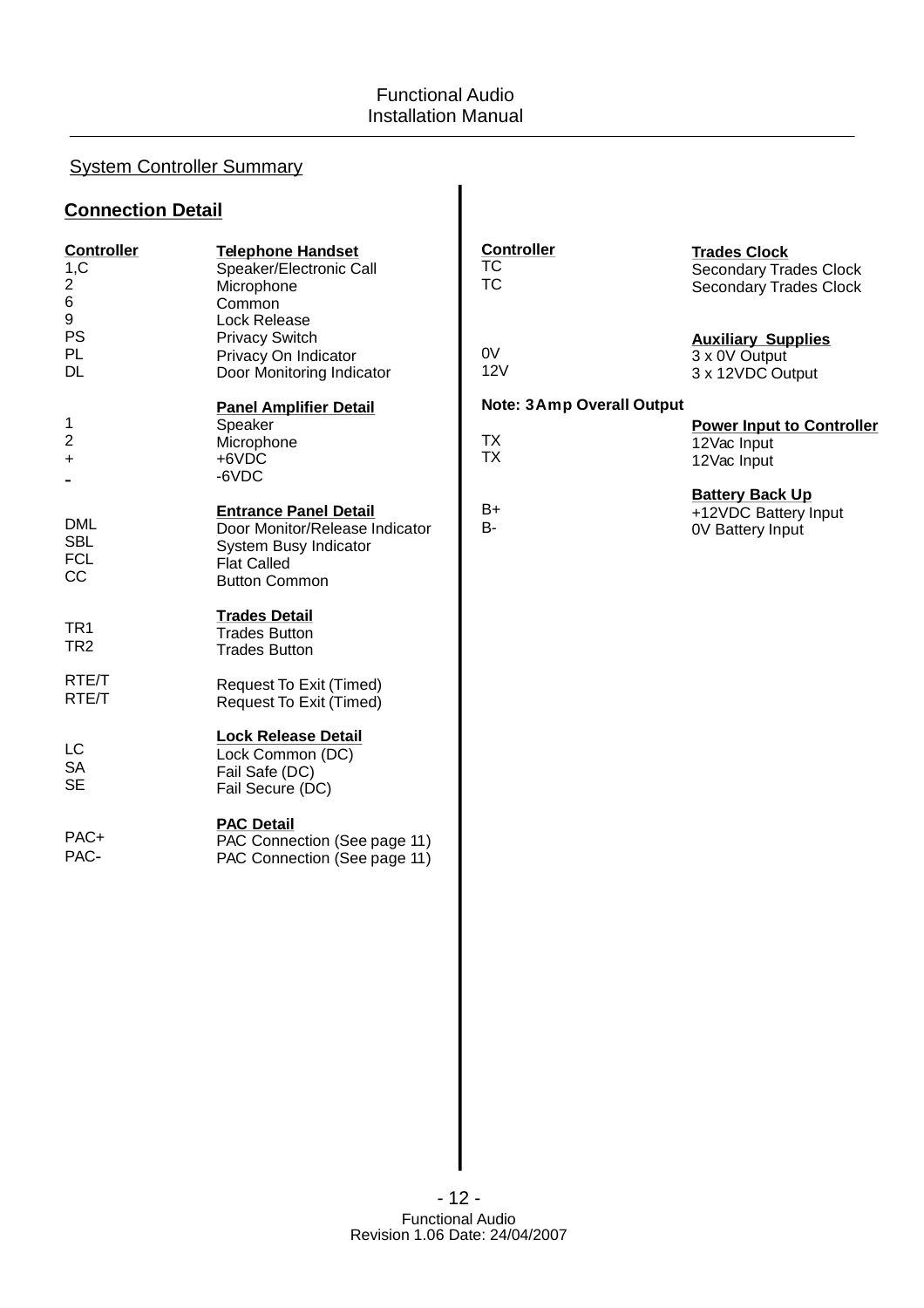## System Controller Summary

### Connection Detail

| Controller | Telephone Handset |
|---|---|
| 1,C | Speaker/Electronic Call |
| 2 | Microphone |
| 6 | Common |
| 9 | Lock Release |
| PS | Privacy Switch |
| PL | Privacy On Indicator |
| DL | Door Monitoring Indicator |
| | **Panel Amplifier Detail** |
| 1 | Speaker |
| 2 | Microphone |
| + | +6VDC |
| - | -6VDC |
| | **Entrance Panel Detail** |
| DML | Door Monitor/Release Indicator |
| SBL | System Busy Indicator |
| FCL | Flat Called |
| CC | Button Common |
| | **Trades Detail** |
| TR1 | Trades Button |
| TR2 | Trades Button |
| RTE/T | Request To Exit (Timed) |
| RTE/T | Request To Exit (Timed) |
| | **Lock Release Detail** |
| LC | Lock Common (DC) |
| SA | Fail Safe (DC) |
| SE | Fail Secure (DC) |
| | **PAC Detail** |
| PAC+ | PAC Connection (See page 11) |
| PAC- | PAC Connection (See page 11) |

| Controller | Trades Clock |
|---|---|
| TC | Secondary Trades Clock |
| TC | Secondary Trades Clock |
| | **Auxiliary Supplies** |
| 0V | 3 x 0V Output |
| 12V | 3 x 12VDC Output |

**Note: 3Amp Overall Output**

| Controller | Power Input to Controller |
|---|---|
| TX | 12Vac Input |
| TX | 12Vac Input |
| | **Battery Back Up** |
| B+ | +12VDC Battery Input |
| B- | 0V Battery Input |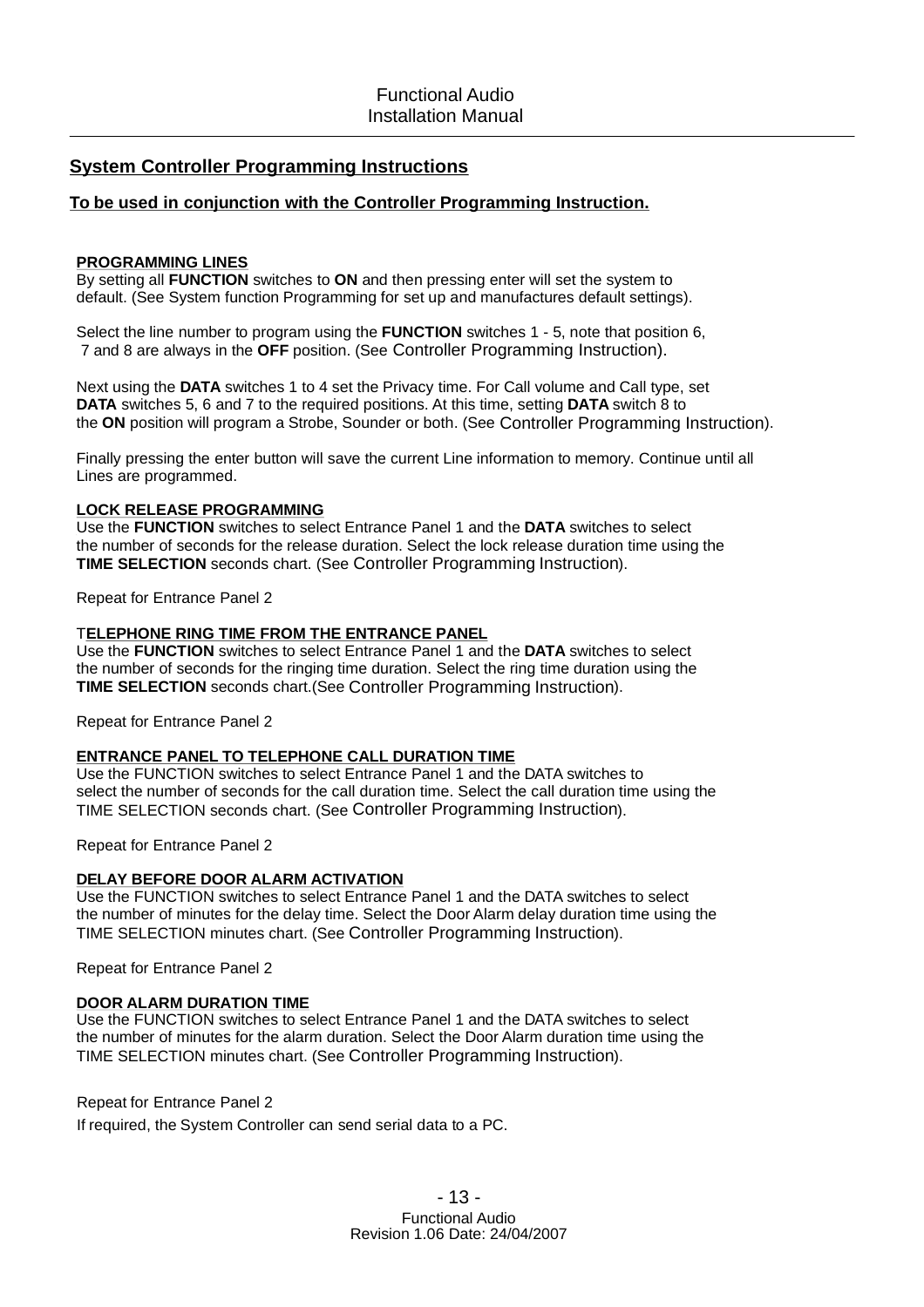## System Controller Programming Instructions

**To be used in conjunction with the Controller Programming Instruction.**

**PROGRAMMING LINES**
By setting all **FUNCTION** switches to **ON** and then pressing enter will set the system to default. (See System function Programming for set up and manufactures default settings).

Select the line number to program using the **FUNCTION** switches 1 - 5, note that position 6, 7 and 8 are always in the **OFF** position. (See Controller Programming Instruction).

Next using the **DATA** switches 1 to 4 set the Privacy time. For Call volume and Call type, set **DATA** switches 5, 6 and 7 to the required positions. At this time, setting **DATA** switch 8 to the **ON** position will program a Strobe, Sounder or both. (See Controller Programming Instruction).

Finally pressing the enter button will save the current Line information to memory. Continue until all Lines are programmed.

**LOCK RELEASE PROGRAMMING**
Use the **FUNCTION** switches to select Entrance Panel 1 and the **DATA** switches to select the number of seconds for the release duration. Select the lock release duration time using the **TIME SELECTION** seconds chart. (See Controller Programming Instruction).

Repeat for Entrance Panel 2

**TELEPHONE RING TIME FROM THE ENTRANCE PANEL**
Use the **FUNCTION** switches to select Entrance Panel 1 and the **DATA** switches to select the number of seconds for the ringing time duration. Select the ring time duration using the **TIME SELECTION** seconds chart.(See Controller Programming Instruction).

Repeat for Entrance Panel 2

**ENTRANCE PANEL TO TELEPHONE CALL DURATION TIME**
Use the FUNCTION switches to select Entrance Panel 1 and the DATA switches to select the number of seconds for the call duration time. Select the call duration time using the TIME SELECTION seconds chart. (See Controller Programming Instruction).

Repeat for Entrance Panel 2

**DELAY BEFORE DOOR ALARM ACTIVATION**
Use the FUNCTION switches to select Entrance Panel 1 and the DATA switches to select the number of minutes for the delay time. Select the Door Alarm delay duration time using the TIME SELECTION minutes chart. (See Controller Programming Instruction).

Repeat for Entrance Panel 2

**DOOR ALARM DURATION TIME**
Use the FUNCTION switches to select Entrance Panel 1 and the DATA switches to select the number of minutes for the alarm duration. Select the Door Alarm duration time using the TIME SELECTION minutes chart. (See Controller Programming Instruction).

Repeat for Entrance Panel 2

If required, the System Controller can send serial data to a PC.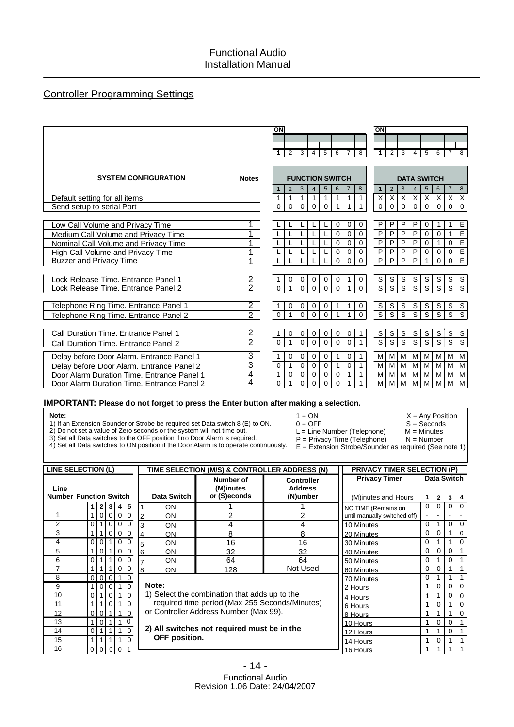## Controller Programming Settings

| SYSTEM CONFIGURATION | Notes | FUNCTION SWITCH 1 | 2 | 3 | 4 | 5 | 6 | 7 | 8 | DATA SWITCH 1 | 2 | 3 | 4 | 5 | 6 | 7 | 8 |
|---|---|---|---|---|---|---|---|---|---|---|---|---|---|---|---|---|---|
| Default setting for all items | | 1 | 1 | 1 | 1 | 1 | 1 | 1 | 1 | X | X | X | X | X | X | X | X |
| Send setup to serial Port | | 0 | 0 | 0 | 0 | 0 | 1 | 1 | 1 | 0 | 0 | 0 | 0 | 0 | 0 | 0 | 0 |
| Low Call Volume and Privacy Time | 1 | L | L | L | L | L | 0 | 0 | 0 | P | P | P | P | 0 | 1 | 1 | E |
| Medium Call Volume and Privacy Time | 1 | L | L | L | L | L | 0 | 0 | 0 | P | P | P | P | 0 | 0 | 1 | E |
| Nominal Call Volume and Privacy Time | 1 | L | L | L | L | L | 0 | 0 | 0 | P | P | P | P | 0 | 1 | 0 | E |
| High Call Volume and Privacy Time | 1 | L | L | L | L | L | 0 | 0 | 0 | P | P | P | P | 0 | 0 | 0 | E |
| Buzzer and Privacy Time | 1 | L | L | L | L | L | 0 | 0 | 0 | P | P | P | P | 1 | 0 | 0 | E |
| Lock Release Time. Entrance Panel 1 | 2 | 1 | 0 | 0 | 0 | 0 | 0 | 1 | 0 | S | S | S | S | S | S | S | S |
| Lock Release Time. Entrance Panel 2 | 2 | 0 | 1 | 0 | 0 | 0 | 0 | 1 | 0 | S | S | S | S | S | S | S | S |
| Telephone Ring Time. Entrance Panel 1 | 2 | 1 | 0 | 0 | 0 | 0 | 1 | 1 | 0 | S | S | S | S | S | S | S | S |
| Telephone Ring Time. Entrance Panel 2 | 2 | 0 | 1 | 0 | 0 | 0 | 1 | 1 | 0 | S | S | S | S | S | S | S | S |
| Call Duration Time. Entrance Panel 1 | 2 | 1 | 0 | 0 | 0 | 0 | 0 | 0 | 1 | S | S | S | S | S | S | S | S |
| Call Duration Time. Entrance Panel 2 | 2 | 0 | 1 | 0 | 0 | 0 | 0 | 0 | 1 | S | S | S | S | S | S | S | S |
| Delay before Door Alarm. Entrance Panel 1 | 3 | 1 | 0 | 0 | 0 | 0 | 1 | 0 | 1 | M | M | M | M | M | M | M | M |
| Delay before Door Alarm. Entrance Panel 2 | 3 | 0 | 1 | 0 | 0 | 0 | 1 | 0 | 1 | M | M | M | M | M | M | M | M |
| Door Alarm Duration Time. Entrance Panel 1 | 4 | 1 | 0 | 0 | 0 | 0 | 0 | 1 | 1 | M | M | M | M | M | M | M | M |
| Door Alarm Duration Time. Entrance Panel 2 | 4 | 0 | 1 | 0 | 0 | 0 | 0 | 1 | 1 | M | M | M | M | M | M | M | M |

**IMPORTANT: Please do not forget to press the Enter button after making a selection.**

**Note:**
1) If an Extension Sounder or Strobe be required set Data switch 8 (E) to ON.
2) Do not set a value of Zero seconds or the system will not time out.
3) Set all Data switches to the OFF position if no Door Alarm is required.
4) Set all Data switches to ON position if the Door Alarm is to operate continuously.

1 = ON
0 = OFF
L = Line Number (Telephone)
P = Privacy Time (Telephone)
E = Extension Strobe/Sounder as required (See note 1)
X = Any Position
S = Seconds
M = Minutes
N = Number

### LINE SELECTION (L)

| Line Number | Function Switch 1 | 2 | 3 | 4 | 5 |
|---|---|---|---|---|---|
| 1 | 1 | 0 | 0 | 0 | 0 |
| 2 | 0 | 1 | 0 | 0 | 0 |
| 3 | 1 | 1 | 0 | 0 | 0 |
| 4 | 0 | 0 | 1 | 0 | 0 |
| 5 | 1 | 0 | 1 | 0 | 0 |
| 6 | 0 | 1 | 1 | 0 | 0 |
| 7 | 1 | 1 | 1 | 0 | 0 |
| 8 | 0 | 0 | 0 | 1 | 0 |
| 9 | 1 | 0 | 0 | 1 | 0 |
| 10 | 0 | 1 | 0 | 1 | 0 |
| 11 | 1 | 1 | 0 | 1 | 0 |
| 12 | 0 | 0 | 1 | 1 | 0 |
| 13 | 1 | 0 | 1 | 1 | 0 |
| 14 | 0 | 1 | 1 | 1 | 0 |
| 15 | 1 | 1 | 1 | 1 | 0 |
| 16 | 0 | 0 | 0 | 0 | 1 |

### TIME SELECTION (M/S) & CONTROLLER ADDRESS (N)

| | Data Switch | Number of (M)inutes or (S)econds | Controller Address (N)umber |
|---|---|---|---|
| 1 | ON | 1 | 1 |
| 2 | ON | 2 | 2 |
| 3 | ON | 4 | 4 |
| 4 | ON | 8 | 8 |
| 5 | ON | 16 | 16 |
| 6 | ON | 32 | 32 |
| 7 | ON | 64 | 64 |
| 8 | ON | 128 | Not Used |

**Note:**
1) Select the combination that adds up to the required time period (Max 255 Seconds/Minutes) or Controller Address Number (Max 99).

**2) All switches not required must be in the OFF position.**

### PRIVACY TIMER SELECTION (P)

| Privacy Timer (M)inutes and Hours | Data Switch 1 | 2 | 3 | 4 |
|---|---|---|---|---|
| NO TIME (Remains on until manually switched off) | 0 | 0 | 0 | 0 |
| | - | - | - | - |
| 10 Minutes | 0 | 1 | 0 | 0 |
| 20 Minutes | 0 | 0 | 1 | 0 |
| 30 Minutes | 0 | 1 | 1 | 0 |
| 40 Minutes | 0 | 0 | 0 | 1 |
| 50 Minutes | 0 | 1 | 0 | 1 |
| 60 Minutes | 0 | 0 | 1 | 1 |
| 70 Minutes | 0 | 1 | 1 | 1 |
| 2 Hours | 1 | 0 | 0 | 0 |
| 4 Hours | 1 | 1 | 0 | 0 |
| 6 Hours | 1 | 0 | 1 | 0 |
| 8 Hours | 1 | 1 | 1 | 0 |
| 10 Hours | 1 | 0 | 0 | 1 |
| 12 Hours | 1 | 1 | 0 | 1 |
| 14 Hours | 1 | 0 | 1 | 1 |
| 16 Hours | 1 | 1 | 1 | 1 |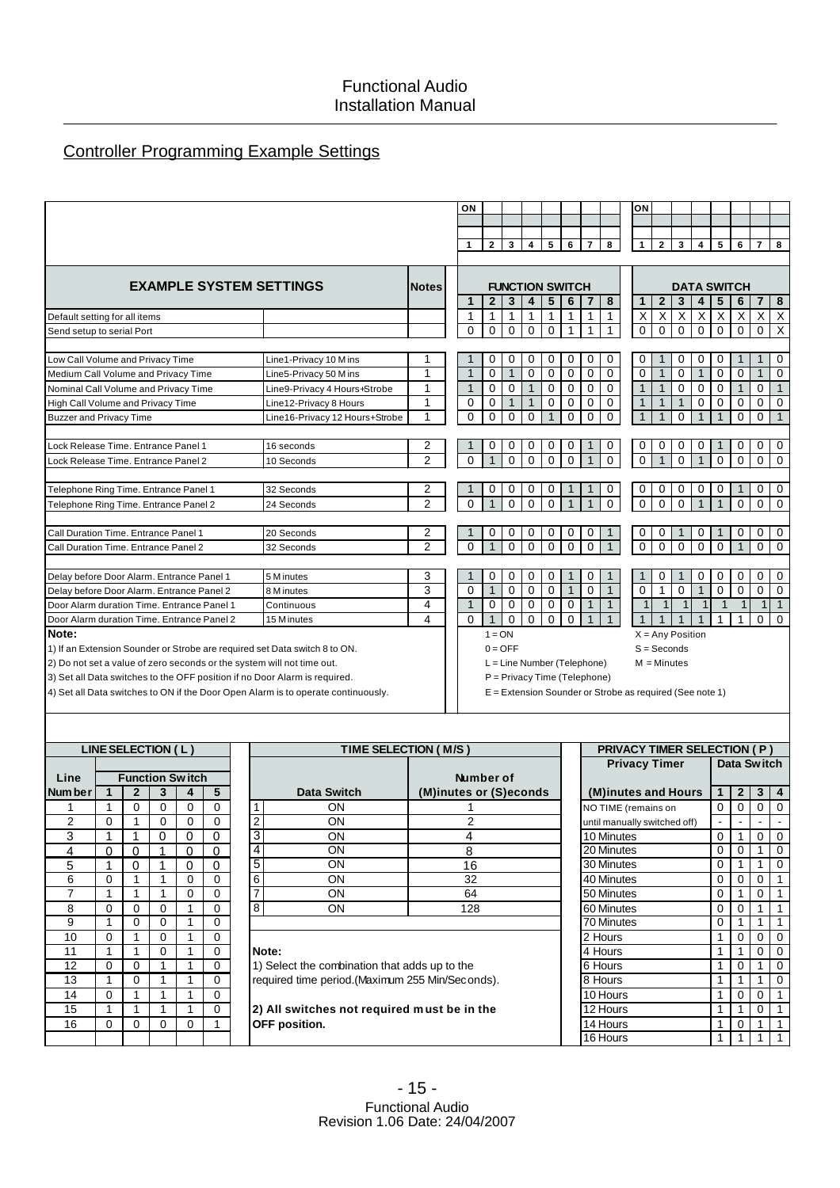## Controller Programming Example Settings

| EXAMPLE SYSTEM SETTINGS | | Notes | FUNCTION SWITCH 1 | 2 | 3 | 4 | 5 | 6 | 7 | 8 | DATA SWITCH 1 | 2 | 3 | 4 | 5 | 6 | 7 | 8 |
|---|---|---|---|---|---|---|---|---|---|---|---|---|---|---|---|---|---|---|
| Default setting for all items | | | 1 | 1 | 1 | 1 | 1 | 1 | 1 | 1 | X | X | X | X | X | X | X | X |
| Send setup to serial Port | | | 0 | 0 | 0 | 0 | 0 | 1 | 1 | 1 | 0 | 0 | 0 | 0 | 0 | 0 | 0 | X |
| Low Call Volume and Privacy Time | Line1-Privacy 10 Mins | 1 | 1 | 0 | 0 | 0 | 0 | 0 | 0 | 0 | 0 | 1 | 0 | 0 | 0 | 1 | 1 | 0 |
| Medium Call Volume and Privacy Time | Line5-Privacy 50 Mins | 1 | 1 | 0 | 1 | 0 | 0 | 0 | 0 | 0 | 0 | 1 | 0 | 1 | 0 | 0 | 1 | 0 |
| Nominal Call Volume and Privacy Time | Line9-Privacy 4 Hours+Strobe | 1 | 1 | 0 | 0 | 1 | 0 | 0 | 0 | 0 | 1 | 1 | 0 | 0 | 0 | 1 | 0 | 1 |
| High Call Volume and Privacy Time | Line12-Privacy 8 Hours | 1 | 0 | 0 | 1 | 1 | 0 | 0 | 0 | 0 | 1 | 1 | 1 | 0 | 0 | 0 | 0 | 0 |
| Buzzer and Privacy Time | Line16-Privacy 12 Hours+Strobe | 1 | 0 | 0 | 0 | 0 | 1 | 0 | 0 | 0 | 1 | 1 | 0 | 1 | 1 | 0 | 0 | 1 |
| Lock Release Time. Entrance Panel 1 | 16 seconds | 2 | 1 | 0 | 0 | 0 | 0 | 0 | 1 | 0 | 0 | 0 | 0 | 0 | 1 | 0 | 0 | 0 |
| Lock Release Time. Entrance Panel 2 | 10 Seconds | 2 | 0 | 1 | 0 | 0 | 0 | 0 | 1 | 0 | 0 | 1 | 0 | 1 | 0 | 0 | 0 | 0 |
| Telephone Ring Time. Entrance Panel 1 | 32 Seconds | 2 | 1 | 0 | 0 | 0 | 0 | 1 | 1 | 0 | 0 | 0 | 0 | 0 | 0 | 1 | 0 | 0 |
| Telephone Ring Time. Entrance Panel 2 | 24 Seconds | 2 | 0 | 1 | 0 | 0 | 0 | 1 | 1 | 0 | 0 | 0 | 0 | 1 | 1 | 0 | 0 | 0 |
| Call Duration Time. Entrance Panel 1 | 20 Seconds | 2 | 1 | 0 | 0 | 0 | 0 | 0 | 0 | 1 | 0 | 0 | 1 | 0 | 1 | 0 | 0 | 0 |
| Call Duration Time. Entrance Panel 2 | 32 Seconds | 2 | 0 | 1 | 0 | 0 | 0 | 0 | 0 | 1 | 0 | 0 | 0 | 0 | 0 | 1 | 0 | 0 |
| Delay before Door Alarm. Entrance Panel 1 | 5 Minutes | 3 | 1 | 0 | 0 | 0 | 0 | 1 | 0 | 1 | 1 | 0 | 1 | 0 | 0 | 0 | 0 | 0 |
| Delay before Door Alarm. Entrance Panel 2 | 8 Minutes | 3 | 0 | 1 | 0 | 0 | 0 | 1 | 0 | 1 | 0 | 1 | 0 | 1 | 0 | 0 | 0 | 0 |
| Door Alarm duration Time. Entrance Panel 1 | Continuous | 4 | 1 | 0 | 0 | 0 | 0 | 0 | 1 | 1 | 1 | 1 | 1 | 1 | 1 | 1 | 1 | 1 |
| Door Alarm duration Time. Entrance Panel 2 | 15 Minutes | 4 | 0 | 1 | 0 | 0 | 0 | 0 | 1 | 1 | 1 | 1 | 1 | 1 | 1 | 1 | 0 | 0 |

**Note:**

1) If an Extension Sounder or Strobe are required set Data switch 8 to ON.
2) Do not set a value of zero seconds or the system will not time out.
3) Set all Data switches to the OFF position if no Door Alarm is required.
4) Set all Data switches to ON if the Door Open Alarm is to operate continuously.

1 = ON
0 = OFF
L = Line Number (Telephone)
P = Privacy Time (Telephone)
E = Extension Sounder or Strobe as required (See note 1)
X = Any Position
S = Seconds
M = Minutes

### LINE SELECTION ( L )

| Line Number | Function Switch 1 | 2 | 3 | 4 | 5 |
|---|---|---|---|---|---|
| 1 | 1 | 0 | 0 | 0 | 0 |
| 2 | 0 | 1 | 0 | 0 | 0 |
| 3 | 1 | 1 | 0 | 0 | 0 |
| 4 | 0 | 0 | 1 | 0 | 0 |
| 5 | 1 | 0 | 1 | 0 | 0 |
| 6 | 0 | 1 | 1 | 0 | 0 |
| 7 | 1 | 1 | 1 | 0 | 0 |
| 8 | 0 | 0 | 0 | 1 | 0 |
| 9 | 1 | 0 | 0 | 1 | 0 |
| 10 | 0 | 1 | 0 | 1 | 0 |
| 11 | 1 | 1 | 0 | 1 | 0 |
| 12 | 0 | 0 | 1 | 1 | 0 |
| 13 | 1 | 0 | 1 | 1 | 0 |
| 14 | 0 | 1 | 1 | 1 | 0 |
| 15 | 1 | 1 | 1 | 1 | 0 |
| 16 | 0 | 0 | 0 | 0 | 1 |

### TIME SELECTION ( M/S )

| | Data Switch | Number of (M)inutes or (S)econds |
|---|---|---|
| 1 | ON | 1 |
| 2 | ON | 2 |
| 3 | ON | 4 |
| 4 | ON | 8 |
| 5 | ON | 16 |
| 6 | ON | 32 |
| 7 | ON | 64 |
| 8 | ON | 128 |

**Note:**

1) Select the combination that adds up to the required time period.(Maximum 255 Min/Seconds).

**2) All switches not required must be in the OFF position.**

### PRIVACY TIMER SELECTION ( P )

| Privacy Timer (M)inutes and Hours | Data Switch 1 | 2 | 3 | 4 |
|---|---|---|---|---|
| NO TIME (remains on | 0 | 0 | 0 | 0 |
| until manually switched off) | - | - | - | - |
| 10 Minutes | 0 | 1 | 0 | 0 |
| 20 Minutes | 0 | 0 | 1 | 0 |
| 30 Minutes | 0 | 1 | 1 | 0 |
| 40 Minutes | 0 | 0 | 0 | 1 |
| 50 Minutes | 0 | 1 | 0 | 1 |
| 60 Minutes | 0 | 0 | 1 | 1 |
| 70 Minutes | 0 | 1 | 1 | 1 |
| 2 Hours | 1 | 0 | 0 | 0 |
| 4 Hours | 1 | 1 | 0 | 0 |
| 6 Hours | 1 | 0 | 1 | 0 |
| 8 Hours | 1 | 1 | 1 | 0 |
| 10 Hours | 1 | 0 | 0 | 1 |
| 12 Hours | 1 | 1 | 0 | 1 |
| 14 Hours | 1 | 0 | 1 | 1 |
| 16 Hours | 1 | 1 | 1 | 1 |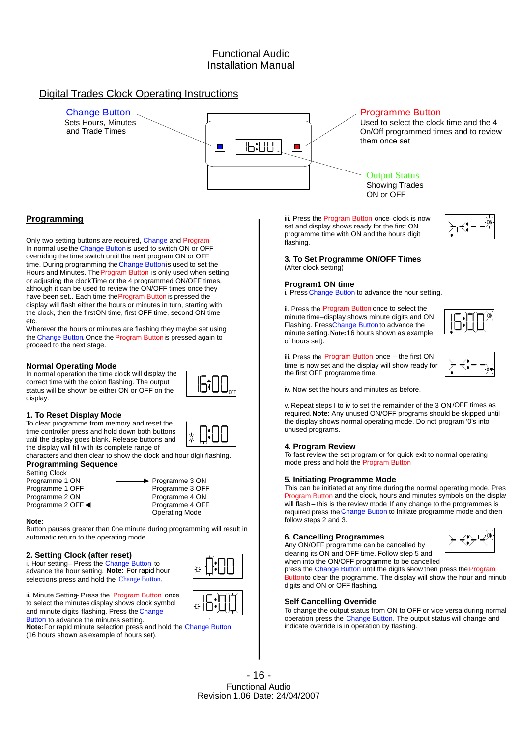## Digital Trades Clock Operating Instructions

**Change Button**
Sets Hours, Minutes and Trade Times

**Programme Button**
Used to select the clock time and the 4 On/Off programmed times and to review them once set

**Output Status**
Showing Trades ON or OFF

### Programming

Only two setting buttons are required, Change and Program
In normal use the Change Button is used to switch ON or OFF overriding the time switch until the next program ON or OFF time. During programming the Change Button is used to set the Hours and Minutes. The Program Button is only used when setting or adjusting the clock Time or the 4 programmed ON/OFF times, although it can be used to review the ON/OFF times once they have been set.. Each time the Program Button is pressed the display will flash either the hours or minutes in turn, starting with the clock, then the first ON time, first OFF time, second ON time etc.
Wherever the hours or minutes are flashing they maybe set using the Change Button. Once the Program Button is pressed again to proceed to the next stage.

### Normal Operating Mode

In normal operation the time clock will display the correct time with the colon flashing. The output status will be shown be either ON or OFF on the display.

### 1. To Reset Display Mode

To clear programme from memory and reset the time controller press and hold down both buttons until the display goes blank. Release buttons and the display will fill with its complete range of characters and then clear to show the clock and hour digit flashing.

### Programming Sequence

| | |
|---|---|
| Setting Clock | Programme 3 ON |
| Programme 1 ON | Programme 3 OFF |
| Programme 1 OFF | Programme 4 ON |
| Programme 2 ON | Programme 4 OFF |
| Programme 2 OFF | Operating Mode |

**Note:**
Button pauses greater than 0ne minute during programming will result in automatic return to the operating mode.

### 2. Setting Clock (after reset)

i. Hour setting – Press the Change Button to advance the hour setting. **Note:** For rapid hour selections press and hold the Change Button.

ii. Minute Setting - Press the Program Button once to select the minutes display shows clock symbol and minute digits flashing. Press the Change Button to advance the minutes setting.
**Note:** For rapid minute selection press and hold the Change Button (16 hours shown as example of hours set).

iii. Press the Program Button once - clock is now set and display shows ready for the first ON programme time with ON and the hours digit flashing.

### 3. To Set Programme ON/OFF Times

(After clock setting)

### Program1 ON time

i. Press Change Button to advance the hour setting.

ii. Press the Program Button once to select the minute time – display shows minute digits and ON Flashing. Press Change Button to advance the minute setting. **Note:** 16 hours shown as example of hours set).

iii. Press the Program Button once – the first ON time is now set and the display will show ready for the first OFF programme time.

iv. Now set the hours and minutes as before.

v. Repeat steps I to iv to set the remainder of the 3 ON /OFF times as required. **Note:** Any unused ON/OFF programs should be skipped until the display shows normal operating mode. Do not program '0's into unused programs.

### 4. Program Review

To fast review the set program or for quick exit to normal operating mode press and hold the Program Button

### 5. Initiating Programme Mode

This can be initiated at any time during the normal operating mode. Press Program Button and the clock, hours and minutes symbols on the display will flash – this is the review mode. If any change to the programmes is required press the Change Button to initiate programme mode and then follow steps 2 and 3.

### 6. Cancelling Programmes

Any ON/OFF programme can be cancelled by clearing its ON and OFF time. Follow step 5 and when into the ON/OFF programme to be cancelled press the Change Button until the digits show then press the Program Button to clear the programme. The display will show the hour and minute digits and ON or OFF flashing.

### Self Cancelling Override

To change the output status from ON to OFF or vice versa during normal operation press the Change Button. The output status will change and indicate override is in operation by flashing.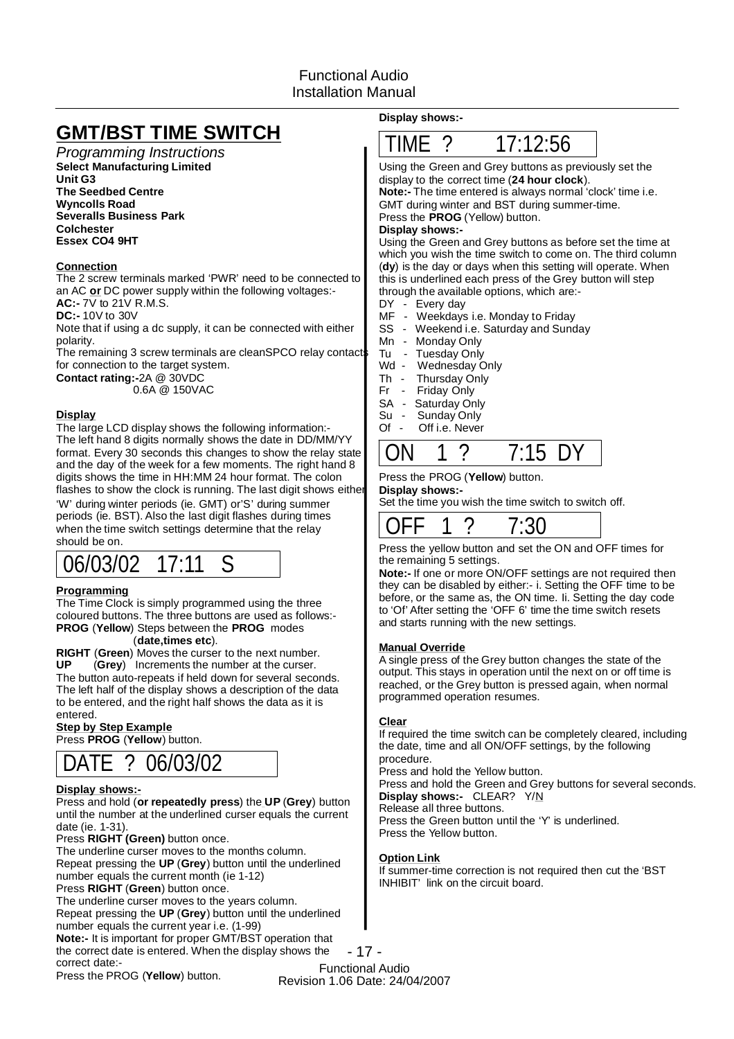# GMT/BST TIME SWITCH

*Programming Instructions*

**Select Manufacturing Limited**
**Unit G3**
**The Seedbed Centre**
**Wyncolls Road**
**Severalls Business Park**
**Colchester**
**Essex CO4 9HT**

**Connection**

The 2 screw terminals marked 'PWR' need to be connected to an AC **or** DC power supply within the following voltages:-
**AC:-** 7V to 21V R.M.S.
**DC:-** 10V to 30V
Note that if using a dc supply, it can be connected with either polarity.
The remaining 3 screw terminals are cleanSPCO relay contacts for connection to the target system.
**Contact rating:-**2A @ 30VDC
0.6A @ 150VAC

**Display**

The large LCD display shows the following information:-
The left hand 8 digits normally shows the date in DD/MM/YY format. Every 30 seconds this changes to show the relay state and the day of the week for a few moments. The right hand 8 digits shows the time in HH:MM 24 hour format. The colon flashes to show the clock is running. The last digit shows either 'W' during winter periods (ie. GMT) or'S' during summer periods (ie. BST). Also the last digit flashes during times when the time switch settings determine that the relay should be on.

```
06/03/02  17:11  S
```

**Programming**

The Time Clock is simply programmed using the three coloured buttons. The three buttons are used as follows:-
**PROG** (**Yellow**) Steps between the **PROG** modes (**date,times etc**).
**RIGHT** (**Green**) Moves the curser to the next number.
**UP** (**Grey**) Increments the number at the curser.
The button auto-repeats if held down for several seconds.
The left half of the display shows a description of the data to be entered, and the right half shows the data as it is entered.

**Step by Step Example**

Press **PROG** (**Yellow**) button.

```
DATE ? 06/03/02
```

**Display shows:-**

Press and hold (**or repeatedly press**) the **UP** (**Grey**) button until the number at the underlined curser equals the current date (ie. 1-31).
Press **RIGHT (Green)** button once.
The underline curser moves to the months column.
Repeat pressing the **UP** (**Grey**) button until the underlined number equals the current month (ie 1-12)
Press **RIGHT** (**Green**) button once.
The underline curser moves to the years column.
Repeat pressing the **UP** (**Grey**) button until the underlined number equals the current year i.e. (1-99)
**Note:-** It is important for proper GMT/BST operation that the correct date is entered. When the display shows the correct date:-
Press the PROG (**Yellow**) button.

**Display shows:-**

```
TIME ?    17:12:56
```

Using the Green and Grey buttons as previously set the display to the correct time (**24 hour clock**).
**Note:-** The time entered is always normal 'clock' time i.e. GMT during winter and BST during summer-time.
Press the **PROG** (Yellow) button.
**Display shows:-**
Using the Green and Grey buttons as before set the time at which you wish the time switch to come on. The third column (**dy**) is the day or days when this setting will operate. When this is underlined each press of the Grey button will step through the available options, which are:-

- DY - Every day
- MF - Weekdays i.e. Monday to Friday
- SS - Weekend i.e. Saturday and Sunday
- Mn - Monday Only
- Tu - Tuesday Only
- Wd - Wednesday Only
- Th - Thursday Only
- Fr - Friday Only
- SA - Saturday Only
- Su - Sunday Only
- Of - Off i.e. Never

```
ON  1 ?    7:15 DY
```

Press the PROG (**Yellow**) button.
**Display shows:-**
Set the time you wish the time switch to switch off.

```
OFF  1 ?    7:30
```

Press the yellow button and set the ON and OFF times for the remaining 5 settings.
**Note:-** If one or more ON/OFF settings are not required then they can be disabled by either:- i. Setting the OFF time to be before, or the same as, the ON time. Ii. Setting the day code to 'Of' After setting the 'OFF 6' time the time switch resets and starts running with the new settings.

**Manual Override**

A single press of the Grey button changes the state of the output. This stays in operation until the next on or off time is reached, or the Grey button is pressed again, when normal programmed operation resumes.

**Clear**

If required the time switch can be completely cleared, including the date, time and all ON/OFF settings, by the following procedure.
Press and hold the Yellow button.
Press and hold the Green and Grey buttons for several seconds.
**Display shows:-** CLEAR? Y/N
Release all three buttons.
Press the Green button until the 'Y' is underlined.
Press the Yellow button.

**Option Link**

If summer-time correction is not required then cut the 'BST INHIBIT' link on the circuit board.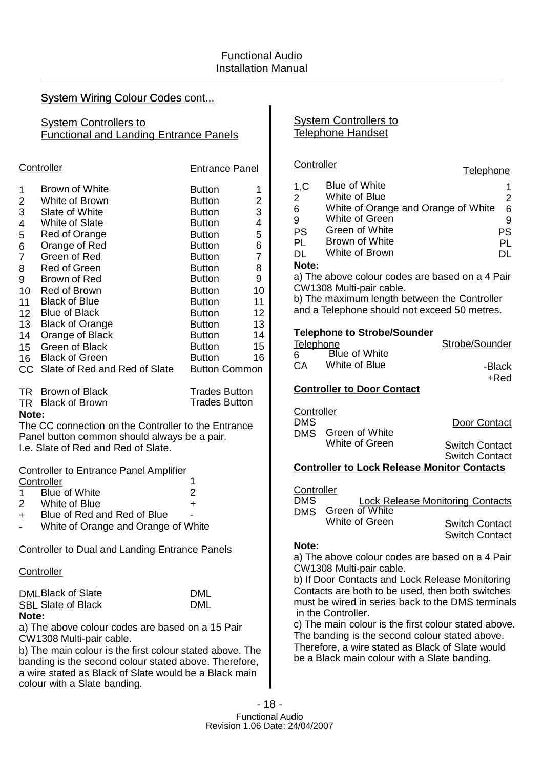## System Wiring Colour Codes cont...

### System Controllers to Functional and Landing Entrance Panels

| Controller | | Entrance Panel | |
|---|---|---|---|
| 1 | Brown of White | Button | 1 |
| 2 | White of Brown | Button | 2 |
| 3 | Slate of White | Button | 3 |
| 4 | White of Slate | Button | 4 |
| 5 | Red of Orange | Button | 5 |
| 6 | Orange of Red | Button | 6 |
| 7 | Green of Red | Button | 7 |
| 8 | Red of Green | Button | 8 |
| 9 | Brown of Red | Button | 9 |
| 10 | Red of Brown | Button | 10 |
| 11 | Black of Blue | Button | 11 |
| 12 | Blue of Black | Button | 12 |
| 13 | Black of Orange | Button | 13 |
| 14 | Orange of Black | Button | 14 |
| 15 | Green of Black | Button | 15 |
| 16 | Black of Green | Button | 16 |
| CC | Slate of Red and Red of Slate | Button Common | |
| TR | Brown of Black | Trades Button | |
| TR | Black of Brown | Trades Button | |

**Note:**
The CC connection on the Controller to the Entrance Panel button common should always be a pair.
I.e. Slate of Red and Red of Slate.

Controller to Entrance Panel Amplifier

| Controller | | |
|---|---|---|
| 1 | Blue of White | 1 |
| 2 | White of Blue | 2 |
| + | Blue of Red and Red of Blue | + |
| - | White of Orange and Orange of White | - |

Controller to Dual and Landing Entrance Panels

| Controller | | |
|---|---|---|
| DML | Black of Slate | DML |
| SBL | Slate of Black | DML |

**Note:**
a) The above colour codes are based on a 15 Pair CW1308 Multi-pair cable.
b) The main colour is the first colour stated above. The banding is the second colour stated above. Therefore, a wire stated as Black of Slate would be a Black main colour with a Slate banding.

### System Controllers to Telephone Handset

| Controller | | Telephone |
|---|---|---|
| 1,C | Blue of White | 1 |
| 2 | White of Blue | 2 |
| 6 | White of Orange and Orange of White | 6 |
| 9 | White of Green | 9 |
| PS | Green of White | PS |
| PL | Brown of White | PL |
| DL | White of Brown | DL |

**Note:**
a) The above colour codes are based on a 4 Pair CW1308 Multi-pair cable.
b) The maximum length between the Controller and a Telephone should not exceed 50 metres.

**Telephone to Strobe/Sounder**

| Telephone | | Strobe/Sounder |
|---|---|---|
| 6 | Blue of White | -Black |
| CA | White of Blue | +Red |

**Controller to Door Contact**

| Controller | | Door Contact |
|---|---|---|
| DMS | Green of White | Switch Contact |
| DMS | White of Green | Switch Contact |

**Controller to Lock Release Monitor Contacts**

| Controller | | Lock Release Monitoring Contacts |
|---|---|---|
| DMS | Green of White | Switch Contact |
| DMS | White of Green | Switch Contact |

**Note:**
a) The above colour codes are based on a 4 Pair CW1308 Multi-pair cable.
b) If Door Contacts and Lock Release Monitoring Contacts are both to be used, then both switches must be wired in series back to the DMS terminals in the Controller.
c) The main colour is the first colour stated above. The banding is the second colour stated above. Therefore, a wire stated as Black of Slate would be a Black main colour with a Slate banding.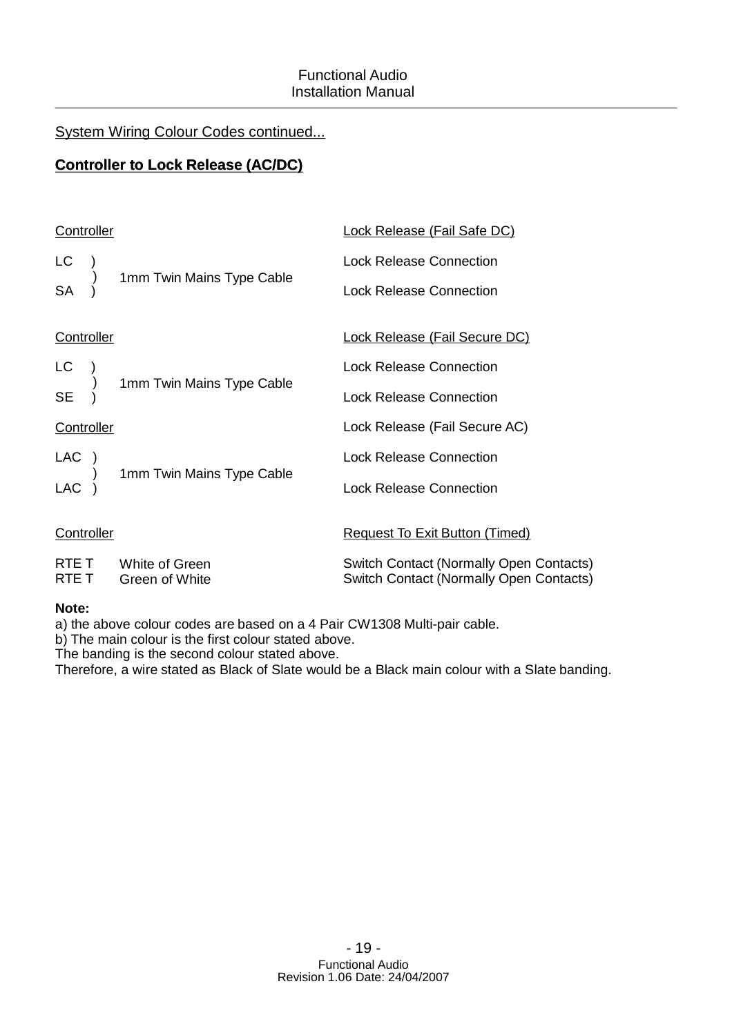System Wiring Colour Codes continued...

## Controller to Lock Release (AC/DC)

| Controller | | Lock Release (Fail Safe DC) |
|---|---|---|
| LC ) | | Lock Release Connection |
| ) | 1mm Twin Mains Type Cable | |
| SA ) | | Lock Release Connection |

| Controller | | Lock Release (Fail Secure DC) |
|---|---|---|
| LC ) | | Lock Release Connection |
| ) | 1mm Twin Mains Type Cable | |
| SE ) | | Lock Release Connection |

| Controller | | Lock Release (Fail Secure AC) |
|---|---|---|
| LAC ) | | Lock Release Connection |
| ) | 1mm Twin Mains Type Cable | |
| LAC ) | | Lock Release Connection |

| Controller | | Request To Exit Button (Timed) |
|---|---|---|
| RTE T | White of Green | Switch Contact (Normally Open Contacts) |
| RTE T | Green of White | Switch Contact (Normally Open Contacts) |

**Note:**

a) the above colour codes are based on a 4 Pair CW1308 Multi-pair cable.

b) The main colour is the first colour stated above.
The banding is the second colour stated above.
Therefore, a wire stated as Black of Slate would be a Black main colour with a Slate banding.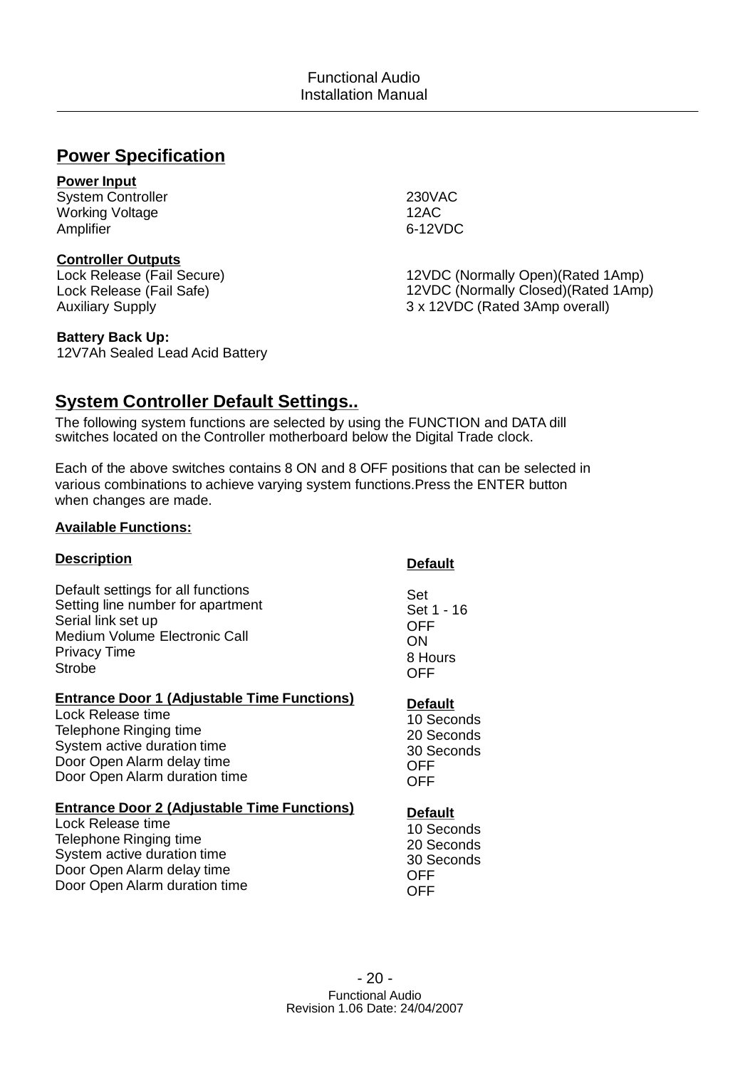## Power Specification

**Power Input**

| | |
|---|---|
| System Controller | 230VAC |
| Working Voltage | 12AC |
| Amplifier | 6-12VDC |

**Controller Outputs**

| | |
|---|---|
| Lock Release (Fail Secure) | 12VDC (Normally Open)(Rated 1Amp) |
| Lock Release (Fail Safe) | 12VDC (Normally Closed)(Rated 1Amp) |
| Auxiliary Supply | 3 x 12VDC (Rated 3Amp overall) |

**Battery Back Up:**
12V7Ah Sealed Lead Acid Battery

## System Controller Default Settings..

The following system functions are selected by using the FUNCTION and DATA dill switches located on the Controller motherboard below the Digital Trade clock.

Each of the above switches contains 8 ON and 8 OFF positions that can be selected in various combinations to achieve varying system functions.Press the ENTER button when changes are made.

**Available Functions:**

| **Description** | **Default** |
|---|---|
| Default settings for all functions | Set |
| Setting line number for apartment | Set 1 - 16 |
| Serial link set up | OFF |
| Medium Volume Electronic Call | ON |
| Privacy Time | 8 Hours |
| Strobe | OFF |

| **Entrance Door 1 (Adjustable Time Functions)** | **Default** |
|---|---|
| Lock Release time | 10 Seconds |
| Telephone Ringing time | 20 Seconds |
| System active duration time | 30 Seconds |
| Door Open Alarm delay time | OFF |
| Door Open Alarm duration time | OFF |

| **Entrance Door 2 (Adjustable Time Functions)** | **Default** |
|---|---|
| Lock Release time | 10 Seconds |
| Telephone Ringing time | 20 Seconds |
| System active duration time | 30 Seconds |
| Door Open Alarm delay time | OFF |
| Door Open Alarm duration time | OFF |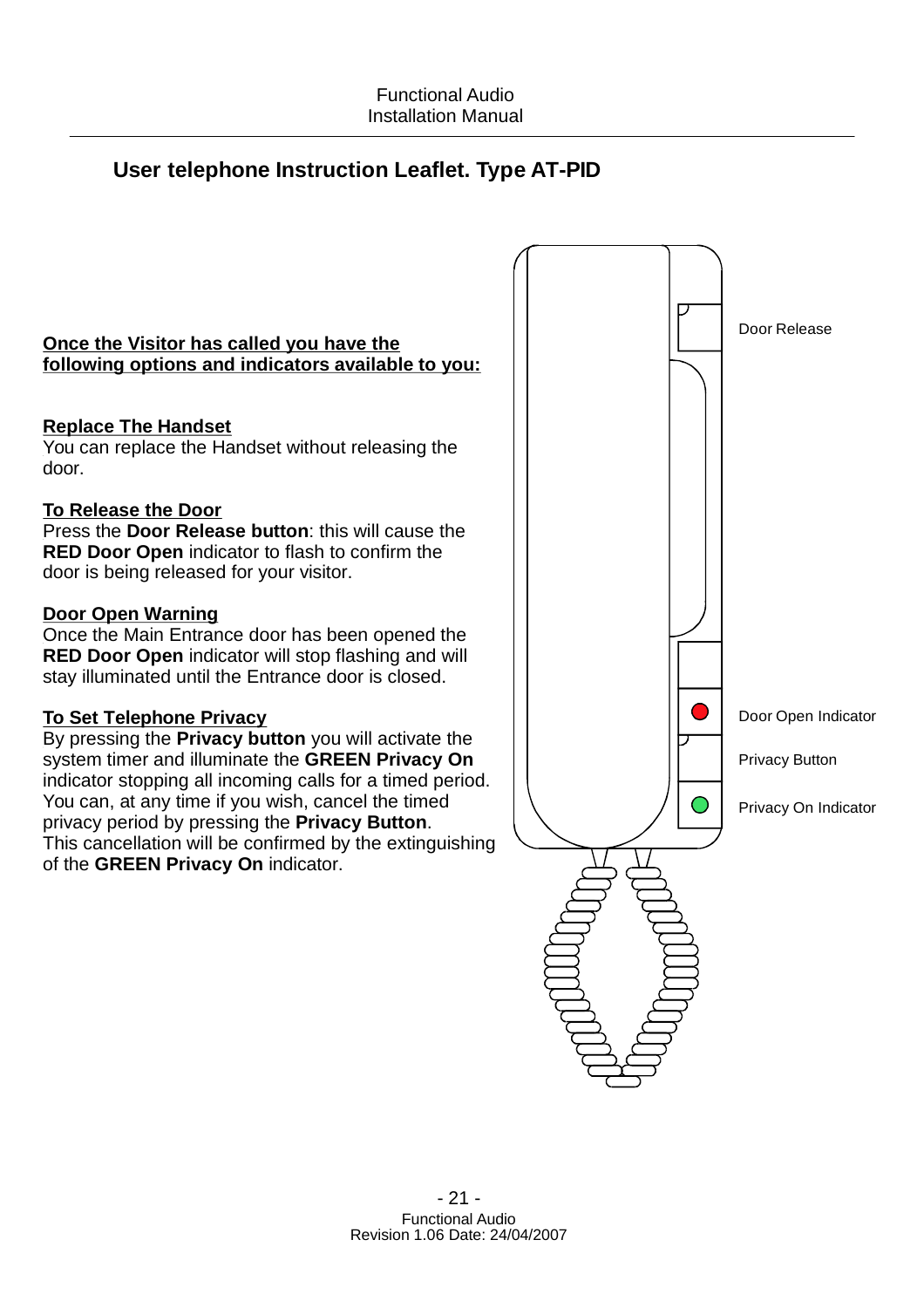## User telephone Instruction Leaflet. Type AT-PID

**Once the Visitor has called you have the following options and indicators available to you:**

**Replace The Handset**
You can replace the Handset without releasing the door.

**To Release the Door**
Press the **Door Release button**: this will cause the **RED Door Open** indicator to flash to confirm the door is being released for your visitor.

**Door Open Warning**
Once the Main Entrance door has been opened the **RED Door Open** indicator will stop flashing and will stay illuminated until the Entrance door is closed.

**To Set Telephone Privacy**
By pressing the **Privacy button** you will activate the system timer and illuminate the **GREEN Privacy On** indicator stopping all incoming calls for a timed period. You can, at any time if you wish, cancel the timed privacy period by pressing the **Privacy Button**. This cancellation will be confirmed by the extinguishing of the **GREEN Privacy On** indicator.

Door Release

Door Open Indicator

Privacy Button

Privacy On Indicator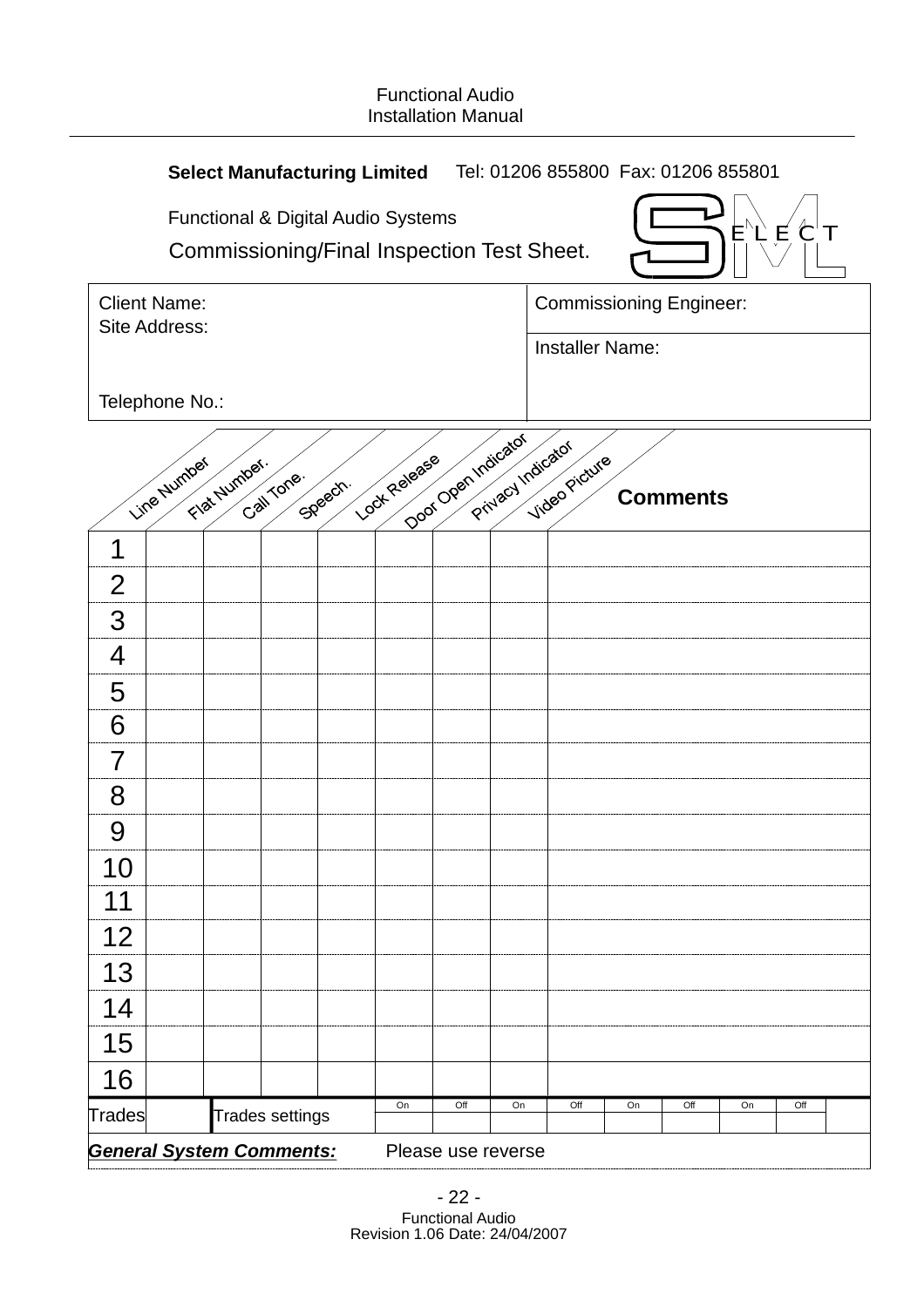**Select Manufacturing Limited** Tel: 01206 855800 Fax: 01206 855801

Functional & Digital Audio Systems

Commissioning/Final Inspection Test Sheet.

SELECT

| | |
|---|---|
| Client Name:<br>Site Address:<br><br>Telephone No.: | Commissioning Engineer: |
| | Installer Name: |

| Line Number | Flat Number. | Call Tone. | Speech. | Lock Release | Door Open Indicator | Privacy Indicator | Video Picture | **Comments** |
|---|---|---|---|---|---|---|---|---|
| 1 | | | | | | | | |
| 2 | | | | | | | | |
| 3 | | | | | | | | |
| 4 | | | | | | | | |
| 5 | | | | | | | | |
| 6 | | | | | | | | |
| 7 | | | | | | | | |
| 8 | | | | | | | | |
| 9 | | | | | | | | |
| 10 | | | | | | | | |
| 11 | | | | | | | | |
| 12 | | | | | | | | |
| 13 | | | | | | | | |
| 14 | | | | | | | | |
| 15 | | | | | | | | |
| 16 | | | | | | | | |

| | | | | | | | | | | | |
|---|---|---|---|---|---|---|---|---|---|---|---|
| Trades | | Trades settings | On | Off | On | Off | On | Off | On | Off | |

***General System Comments:*** Please use reverse